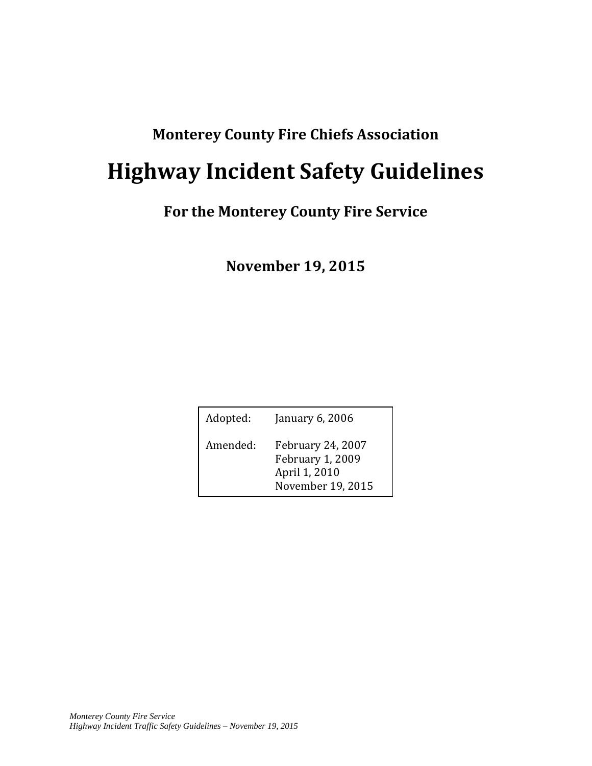**Monterey County Fire Chiefs Association**

# Highway Incident Safety Guidelines

## For the Monterey County Fire Service

**November 19, 2015**

| | |
|---|---|
| Adopted: | January 6, 2006 |
| Amended: | February 24, 2007<br>February 1, 2009<br>April 1, 2010<br>November 19, 2015 |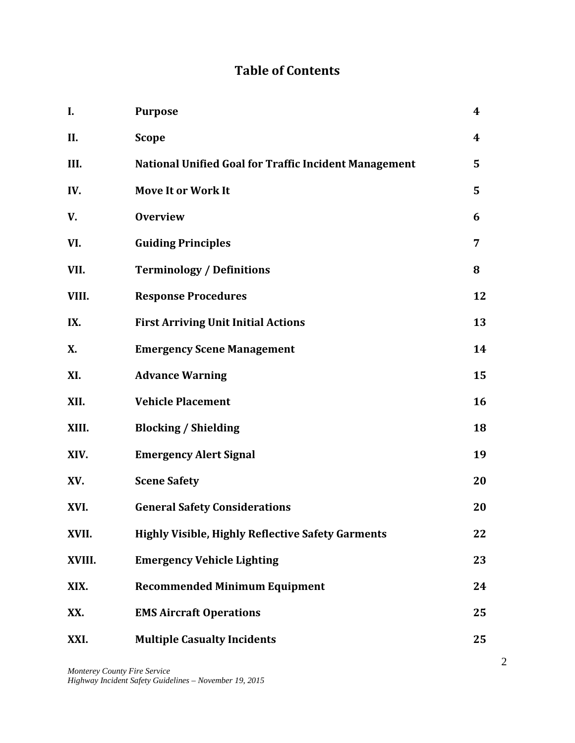# Table of Contents

| | | |
|---|---|---|
| **I.** | **Purpose** | **4** |
| **II.** | **Scope** | **4** |
| **III.** | **National Unified Goal for Traffic Incident Management** | **5** |
| **IV.** | **Move It or Work It** | **5** |
| **V.** | **Overview** | **6** |
| **VI.** | **Guiding Principles** | **7** |
| **VII.** | **Terminology / Definitions** | **8** |
| **VIII.** | **Response Procedures** | **12** |
| **IX.** | **First Arriving Unit Initial Actions** | **13** |
| **X.** | **Emergency Scene Management** | **14** |
| **XI.** | **Advance Warning** | **15** |
| **XII.** | **Vehicle Placement** | **16** |
| **XIII.** | **Blocking / Shielding** | **18** |
| **XIV.** | **Emergency Alert Signal** | **19** |
| **XV.** | **Scene Safety** | **20** |
| **XVI.** | **General Safety Considerations** | **20** |
| **XVII.** | **Highly Visible, Highly Reflective Safety Garments** | **22** |
| **XVIII.** | **Emergency Vehicle Lighting** | **23** |
| **XIX.** | **Recommended Minimum Equipment** | **24** |
| **XX.** | **EMS Aircraft Operations** | **25** |
| **XXI.** | **Multiple Casualty Incidents** | **25** |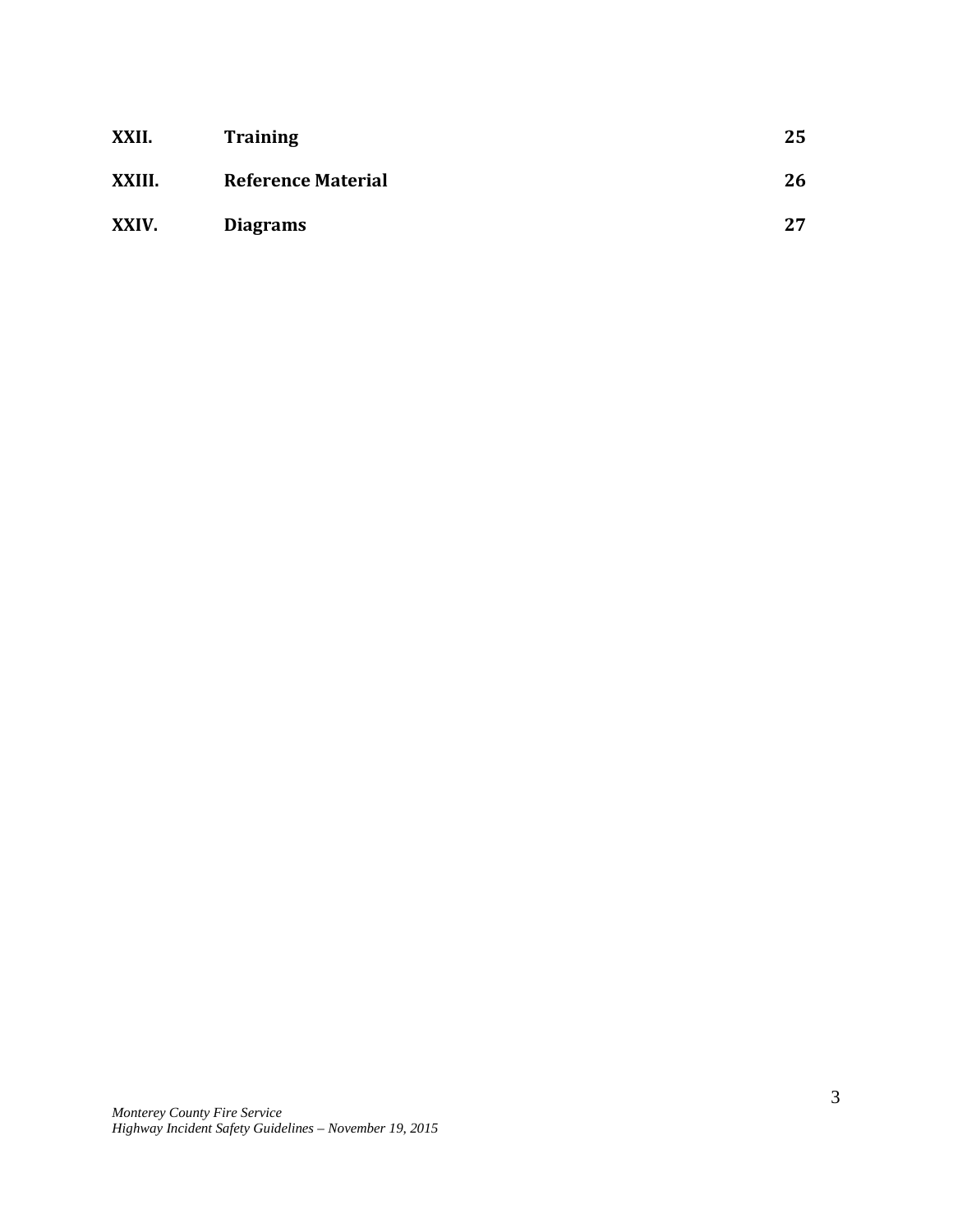| | | |
|---|---|---|
| **XXII.** | **Training** | **25** |
| **XXIII.** | **Reference Material** | **26** |
| **XXIV.** | **Diagrams** | **27** |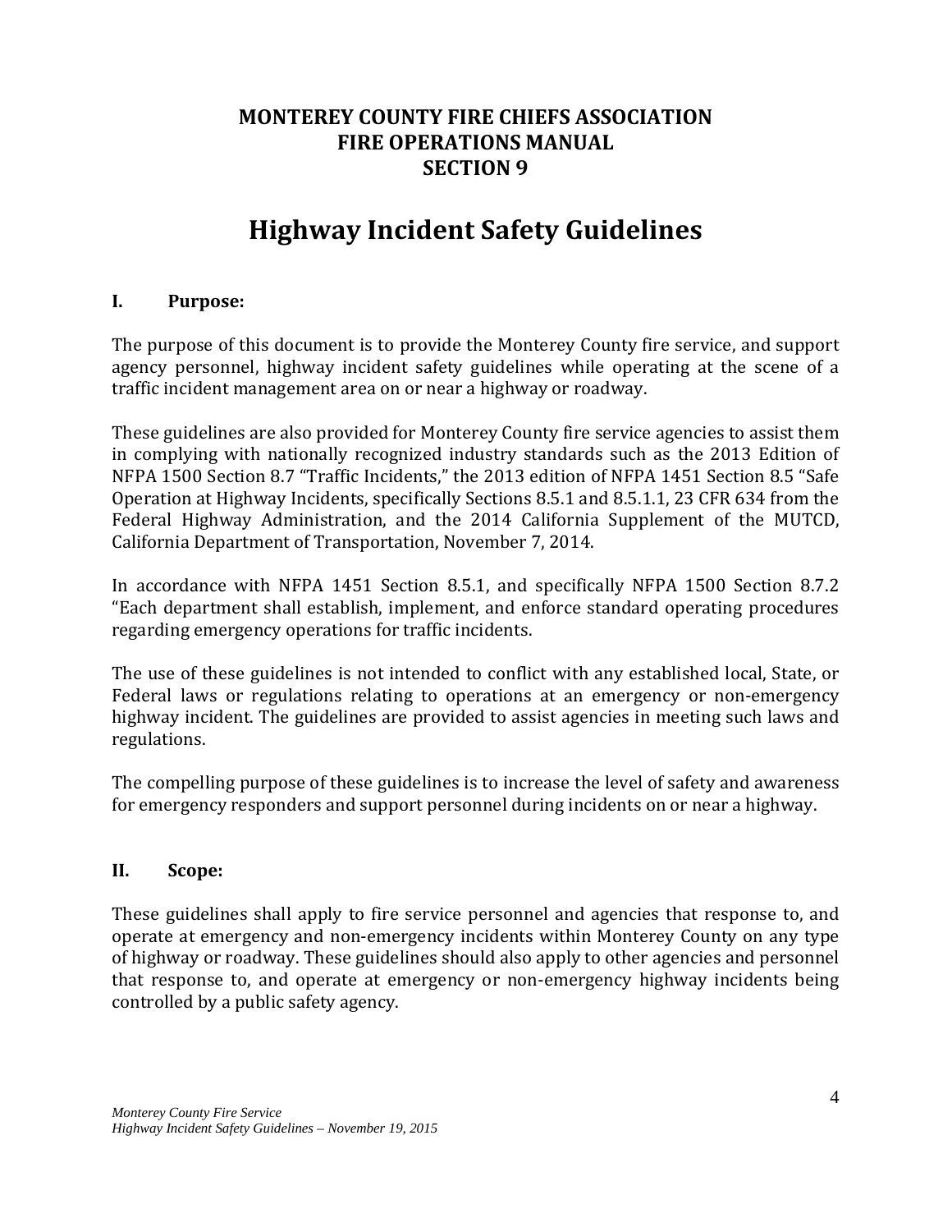# MONTEREY COUNTY FIRE CHIEFS ASSOCIATION
# FIRE OPERATIONS MANUAL
# SECTION 9

# Highway Incident Safety Guidelines

## I. Purpose:

The purpose of this document is to provide the Monterey County fire service, and support agency personnel, highway incident safety guidelines while operating at the scene of a traffic incident management area on or near a highway or roadway.

These guidelines are also provided for Monterey County fire service agencies to assist them in complying with nationally recognized industry standards such as the 2013 Edition of NFPA 1500 Section 8.7 "Traffic Incidents," the 2013 edition of NFPA 1451 Section 8.5 "Safe Operation at Highway Incidents, specifically Sections 8.5.1 and 8.5.1.1, 23 CFR 634 from the Federal Highway Administration, and the 2014 California Supplement of the MUTCD, California Department of Transportation, November 7, 2014.

In accordance with NFPA 1451 Section 8.5.1, and specifically NFPA 1500 Section 8.7.2 "Each department shall establish, implement, and enforce standard operating procedures regarding emergency operations for traffic incidents.

The use of these guidelines is not intended to conflict with any established local, State, or Federal laws or regulations relating to operations at an emergency or non-emergency highway incident. The guidelines are provided to assist agencies in meeting such laws and regulations.

The compelling purpose of these guidelines is to increase the level of safety and awareness for emergency responders and support personnel during incidents on or near a highway.

## II. Scope:

These guidelines shall apply to fire service personnel and agencies that response to, and operate at emergency and non-emergency incidents within Monterey County on any type of highway or roadway. These guidelines should also apply to other agencies and personnel that response to, and operate at emergency or non-emergency highway incidents being controlled by a public safety agency.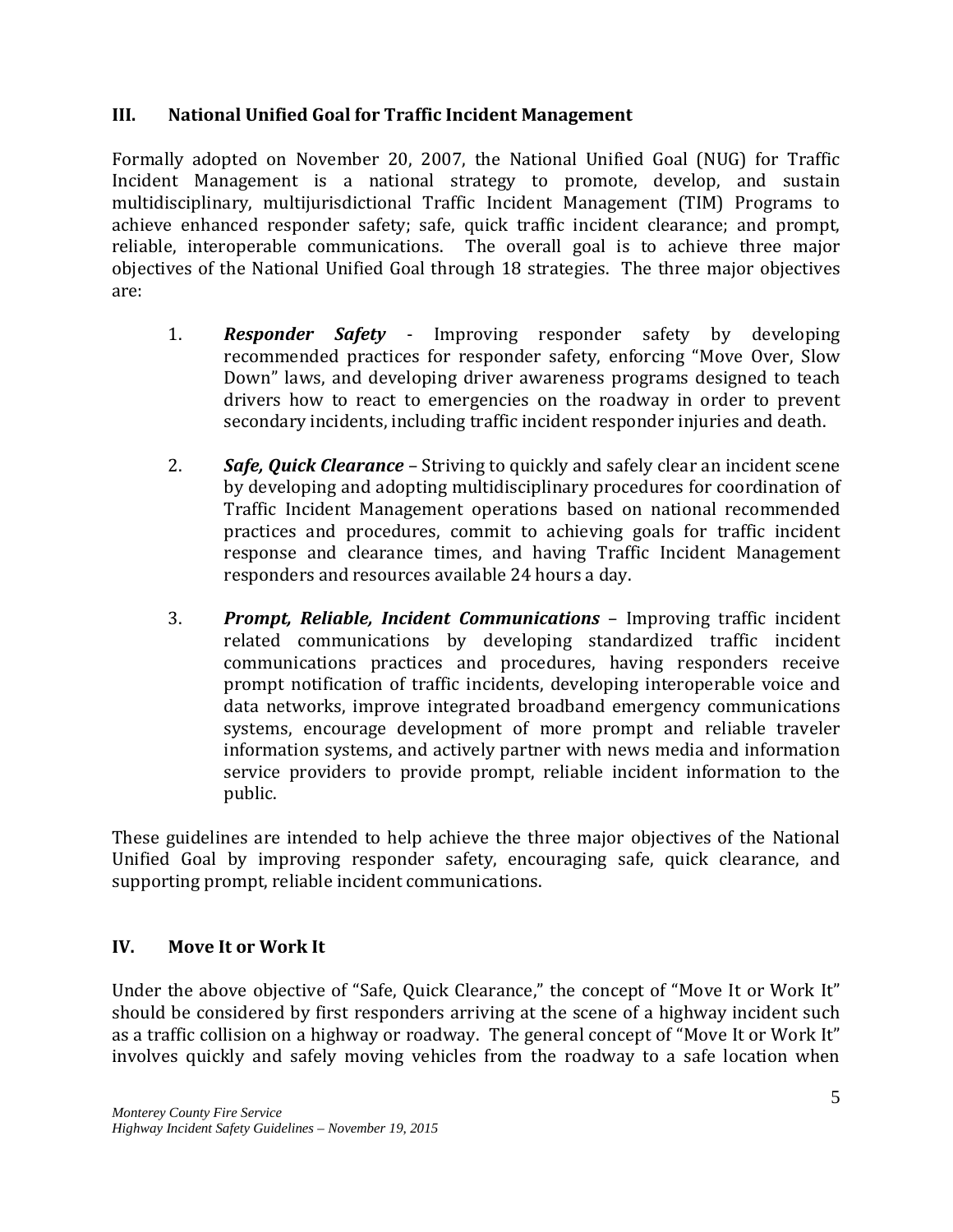## III. National Unified Goal for Traffic Incident Management

Formally adopted on November 20, 2007, the National Unified Goal (NUG) for Traffic Incident Management is a national strategy to promote, develop, and sustain multidisciplinary, multijurisdictional Traffic Incident Management (TIM) Programs to achieve enhanced responder safety; safe, quick traffic incident clearance; and prompt, reliable, interoperable communications. The overall goal is to achieve three major objectives of the National Unified Goal through 18 strategies. The three major objectives are:

1. ***Responder Safety*** - Improving responder safety by developing recommended practices for responder safety, enforcing "Move Over, Slow Down" laws, and developing driver awareness programs designed to teach drivers how to react to emergencies on the roadway in order to prevent secondary incidents, including traffic incident responder injuries and death.

2. ***Safe, Quick Clearance*** – Striving to quickly and safely clear an incident scene by developing and adopting multidisciplinary procedures for coordination of Traffic Incident Management operations based on national recommended practices and procedures, commit to achieving goals for traffic incident response and clearance times, and having Traffic Incident Management responders and resources available 24 hours a day.

3. ***Prompt, Reliable, Incident Communications*** – Improving traffic incident related communications by developing standardized traffic incident communications practices and procedures, having responders receive prompt notification of traffic incidents, developing interoperable voice and data networks, improve integrated broadband emergency communications systems, encourage development of more prompt and reliable traveler information systems, and actively partner with news media and information service providers to provide prompt, reliable incident information to the public.

These guidelines are intended to help achieve the three major objectives of the National Unified Goal by improving responder safety, encouraging safe, quick clearance, and supporting prompt, reliable incident communications.

## IV. Move It or Work It

Under the above objective of "Safe, Quick Clearance," the concept of "Move It or Work It" should be considered by first responders arriving at the scene of a highway incident such as a traffic collision on a highway or roadway. The general concept of "Move It or Work It" involves quickly and safely moving vehicles from the roadway to a safe location when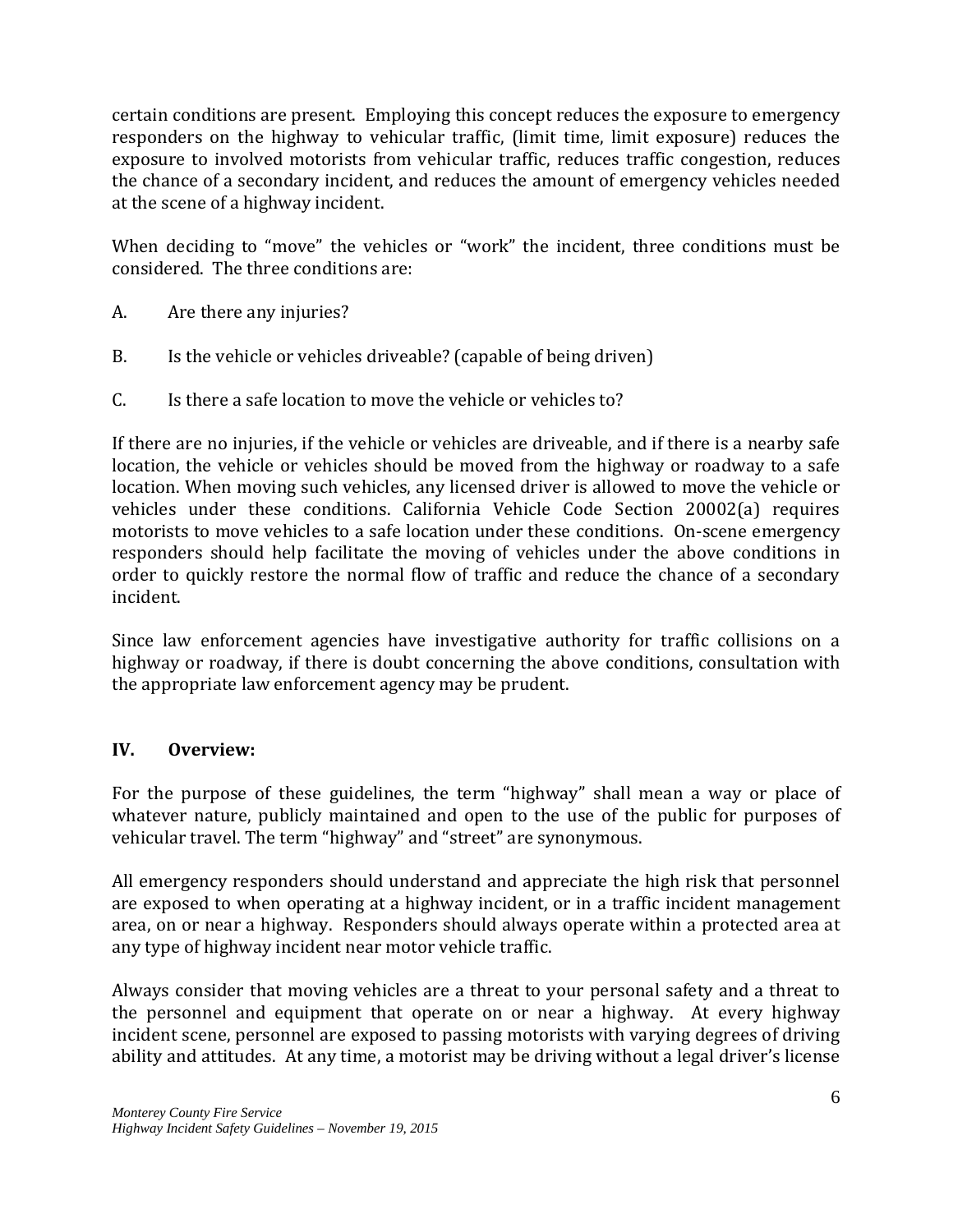certain conditions are present. Employing this concept reduces the exposure to emergency responders on the highway to vehicular traffic, (limit time, limit exposure) reduces the exposure to involved motorists from vehicular traffic, reduces traffic congestion, reduces the chance of a secondary incident, and reduces the amount of emergency vehicles needed at the scene of a highway incident.

When deciding to "move" the vehicles or "work" the incident, three conditions must be considered. The three conditions are:

A. Are there any injuries?

B. Is the vehicle or vehicles driveable? (capable of being driven)

C. Is there a safe location to move the vehicle or vehicles to?

If there are no injuries, if the vehicle or vehicles are driveable, and if there is a nearby safe location, the vehicle or vehicles should be moved from the highway or roadway to a safe location. When moving such vehicles, any licensed driver is allowed to move the vehicle or vehicles under these conditions. California Vehicle Code Section 20002(a) requires motorists to move vehicles to a safe location under these conditions. On-scene emergency responders should help facilitate the moving of vehicles under the above conditions in order to quickly restore the normal flow of traffic and reduce the chance of a secondary incident.

Since law enforcement agencies have investigative authority for traffic collisions on a highway or roadway, if there is doubt concerning the above conditions, consultation with the appropriate law enforcement agency may be prudent.

## IV. Overview:

For the purpose of these guidelines, the term "highway" shall mean a way or place of whatever nature, publicly maintained and open to the use of the public for purposes of vehicular travel. The term "highway" and "street" are synonymous.

All emergency responders should understand and appreciate the high risk that personnel are exposed to when operating at a highway incident, or in a traffic incident management area, on or near a highway. Responders should always operate within a protected area at any type of highway incident near motor vehicle traffic.

Always consider that moving vehicles are a threat to your personal safety and a threat to the personnel and equipment that operate on or near a highway. At every highway incident scene, personnel are exposed to passing motorists with varying degrees of driving ability and attitudes. At any time, a motorist may be driving without a legal driver's license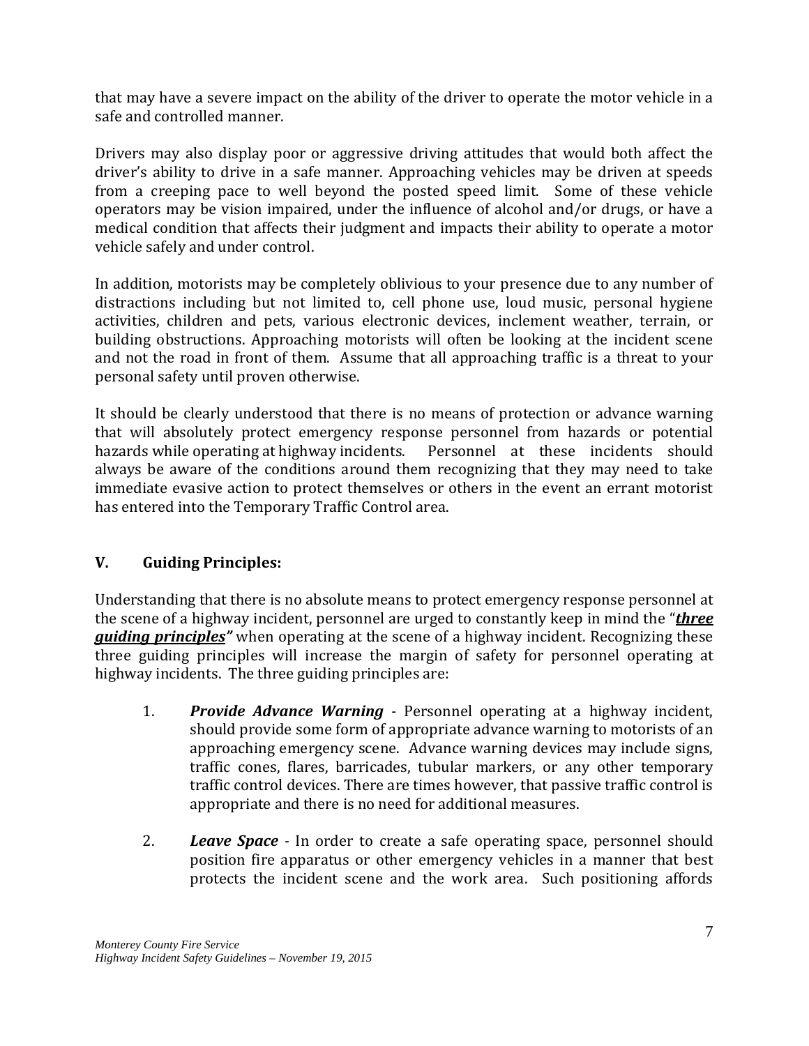that may have a severe impact on the ability of the driver to operate the motor vehicle in a safe and controlled manner.

Drivers may also display poor or aggressive driving attitudes that would both affect the driver's ability to drive in a safe manner. Approaching vehicles may be driven at speeds from a creeping pace to well beyond the posted speed limit. Some of these vehicle operators may be vision impaired, under the influence of alcohol and/or drugs, or have a medical condition that affects their judgment and impacts their ability to operate a motor vehicle safely and under control.

In addition, motorists may be completely oblivious to your presence due to any number of distractions including but not limited to, cell phone use, loud music, personal hygiene activities, children and pets, various electronic devices, inclement weather, terrain, or building obstructions. Approaching motorists will often be looking at the incident scene and not the road in front of them. Assume that all approaching traffic is a threat to your personal safety until proven otherwise.

It should be clearly understood that there is no means of protection or advance warning that will absolutely protect emergency response personnel from hazards or potential hazards while operating at highway incidents. Personnel at these incidents should always be aware of the conditions around them recognizing that they may need to take immediate evasive action to protect themselves or others in the event an errant motorist has entered into the Temporary Traffic Control area.

## V. Guiding Principles:

Understanding that there is no absolute means to protect emergency response personnel at the scene of a highway incident, personnel are urged to constantly keep in mind the "***<u>three guiding principles</u>"*** when operating at the scene of a highway incident. Recognizing these three guiding principles will increase the margin of safety for personnel operating at highway incidents. The three guiding principles are:

1. ***Provide Advance Warning*** - Personnel operating at a highway incident, should provide some form of appropriate advance warning to motorists of an approaching emergency scene. Advance warning devices may include signs, traffic cones, flares, barricades, tubular markers, or any other temporary traffic control devices. There are times however, that passive traffic control is appropriate and there is no need for additional measures.

2. ***Leave Space*** - In order to create a safe operating space, personnel should position fire apparatus or other emergency vehicles in a manner that best protects the incident scene and the work area. Such positioning affords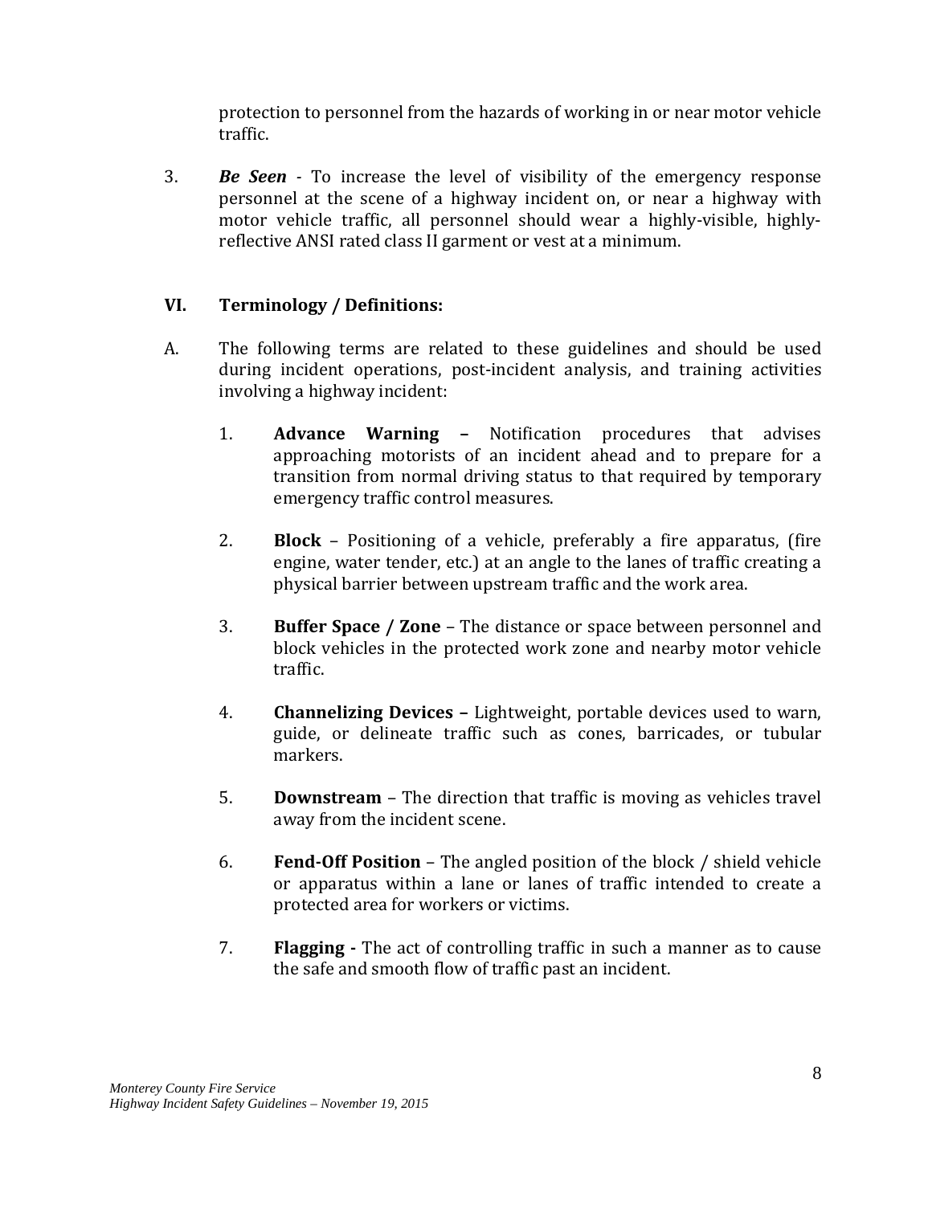protection to personnel from the hazards of working in or near motor vehicle traffic.

3. ***Be Seen*** - To increase the level of visibility of the emergency response personnel at the scene of a highway incident on, or near a highway with motor vehicle traffic, all personnel should wear a highly-visible, highly-reflective ANSI rated class II garment or vest at a minimum.

## VI. Terminology / Definitions:

A. The following terms are related to these guidelines and should be used during incident operations, post-incident analysis, and training activities involving a highway incident:

   1. **Advance Warning –** Notification procedures that advises approaching motorists of an incident ahead and to prepare for a transition from normal driving status to that required by temporary emergency traffic control measures.

   2. **Block** – Positioning of a vehicle, preferably a fire apparatus, (fire engine, water tender, etc.) at an angle to the lanes of traffic creating a physical barrier between upstream traffic and the work area.

   3. **Buffer Space / Zone** – The distance or space between personnel and block vehicles in the protected work zone and nearby motor vehicle traffic.

   4. **Channelizing Devices –** Lightweight, portable devices used to warn, guide, or delineate traffic such as cones, barricades, or tubular markers.

   5. **Downstream** – The direction that traffic is moving as vehicles travel away from the incident scene.

   6. **Fend-Off Position** – The angled position of the block / shield vehicle or apparatus within a lane or lanes of traffic intended to create a protected area for workers or victims.

   7. **Flagging -** The act of controlling traffic in such a manner as to cause the safe and smooth flow of traffic past an incident.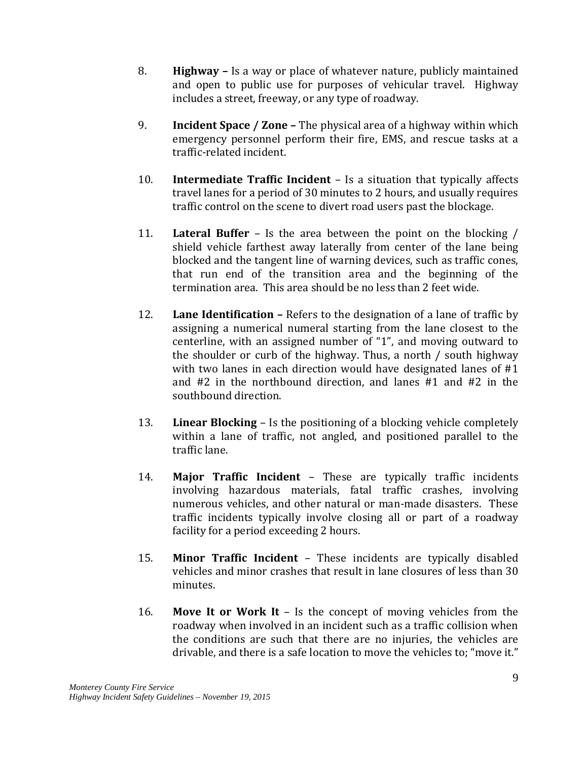8. **Highway –** Is a way or place of whatever nature, publicly maintained and open to public use for purposes of vehicular travel. Highway includes a street, freeway, or any type of roadway.

9. **Incident Space / Zone –** The physical area of a highway within which emergency personnel perform their fire, EMS, and rescue tasks at a traffic-related incident.

10. **Intermediate Traffic Incident** – Is a situation that typically affects travel lanes for a period of 30 minutes to 2 hours, and usually requires traffic control on the scene to divert road users past the blockage.

11. **Lateral Buffer** – Is the area between the point on the blocking / shield vehicle farthest away laterally from center of the lane being blocked and the tangent line of warning devices, such as traffic cones, that run end of the transition area and the beginning of the termination area. This area should be no less than 2 feet wide.

12. **Lane Identification –** Refers to the designation of a lane of traffic by assigning a numerical numeral starting from the lane closest to the centerline, with an assigned number of "1", and moving outward to the shoulder or curb of the highway. Thus, a north / south highway with two lanes in each direction would have designated lanes of #1 and #2 in the northbound direction, and lanes #1 and #2 in the southbound direction.

13. **Linear Blocking** – Is the positioning of a blocking vehicle completely within a lane of traffic, not angled, and positioned parallel to the traffic lane.

14. **Major Traffic Incident** – These are typically traffic incidents involving hazardous materials, fatal traffic crashes, involving numerous vehicles, and other natural or man-made disasters. These traffic incidents typically involve closing all or part of a roadway facility for a period exceeding 2 hours.

15. **Minor Traffic Incident** – These incidents are typically disabled vehicles and minor crashes that result in lane closures of less than 30 minutes.

16. **Move It or Work It** – Is the concept of moving vehicles from the roadway when involved in an incident such as a traffic collision when the conditions are such that there are no injuries, the vehicles are drivable, and there is a safe location to move the vehicles to; "move it."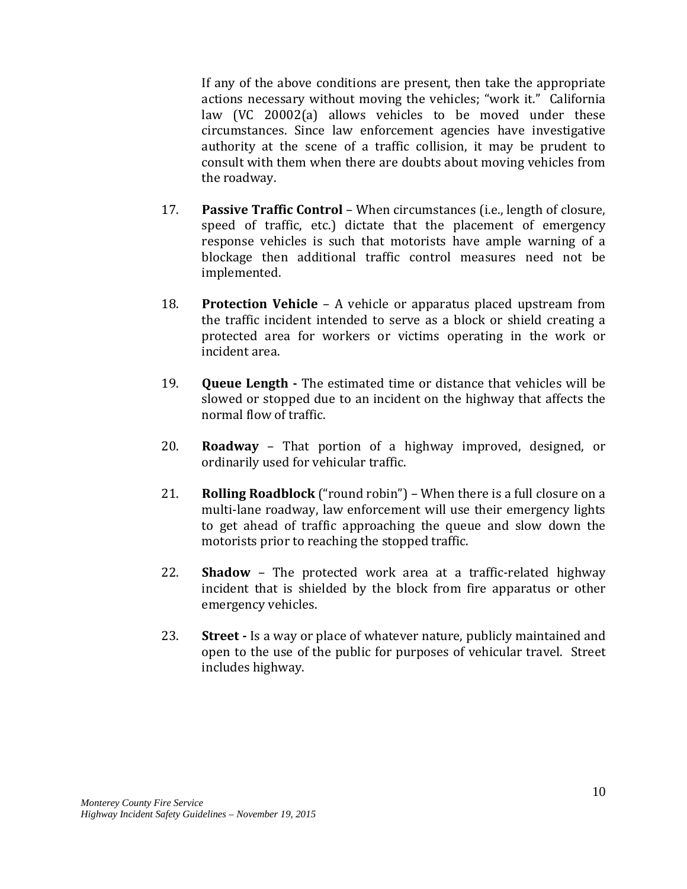If any of the above conditions are present, then take the appropriate actions necessary without moving the vehicles; "work it." California law (VC 20002(a) allows vehicles to be moved under these circumstances. Since law enforcement agencies have investigative authority at the scene of a traffic collision, it may be prudent to consult with them when there are doubts about moving vehicles from the roadway.

17. **Passive Traffic Control** – When circumstances (i.e., length of closure, speed of traffic, etc.) dictate that the placement of emergency response vehicles is such that motorists have ample warning of a blockage then additional traffic control measures need not be implemented.

18. **Protection Vehicle** – A vehicle or apparatus placed upstream from the traffic incident intended to serve as a block or shield creating a protected area for workers or victims operating in the work or incident area.

19. **Queue Length -** The estimated time or distance that vehicles will be slowed or stopped due to an incident on the highway that affects the normal flow of traffic.

20. **Roadway** – That portion of a highway improved, designed, or ordinarily used for vehicular traffic.

21. **Rolling Roadblock** ("round robin") – When there is a full closure on a multi-lane roadway, law enforcement will use their emergency lights to get ahead of traffic approaching the queue and slow down the motorists prior to reaching the stopped traffic.

22. **Shadow** – The protected work area at a traffic-related highway incident that is shielded by the block from fire apparatus or other emergency vehicles.

23. **Street -** Is a way or place of whatever nature, publicly maintained and open to the use of the public for purposes of vehicular travel. Street includes highway.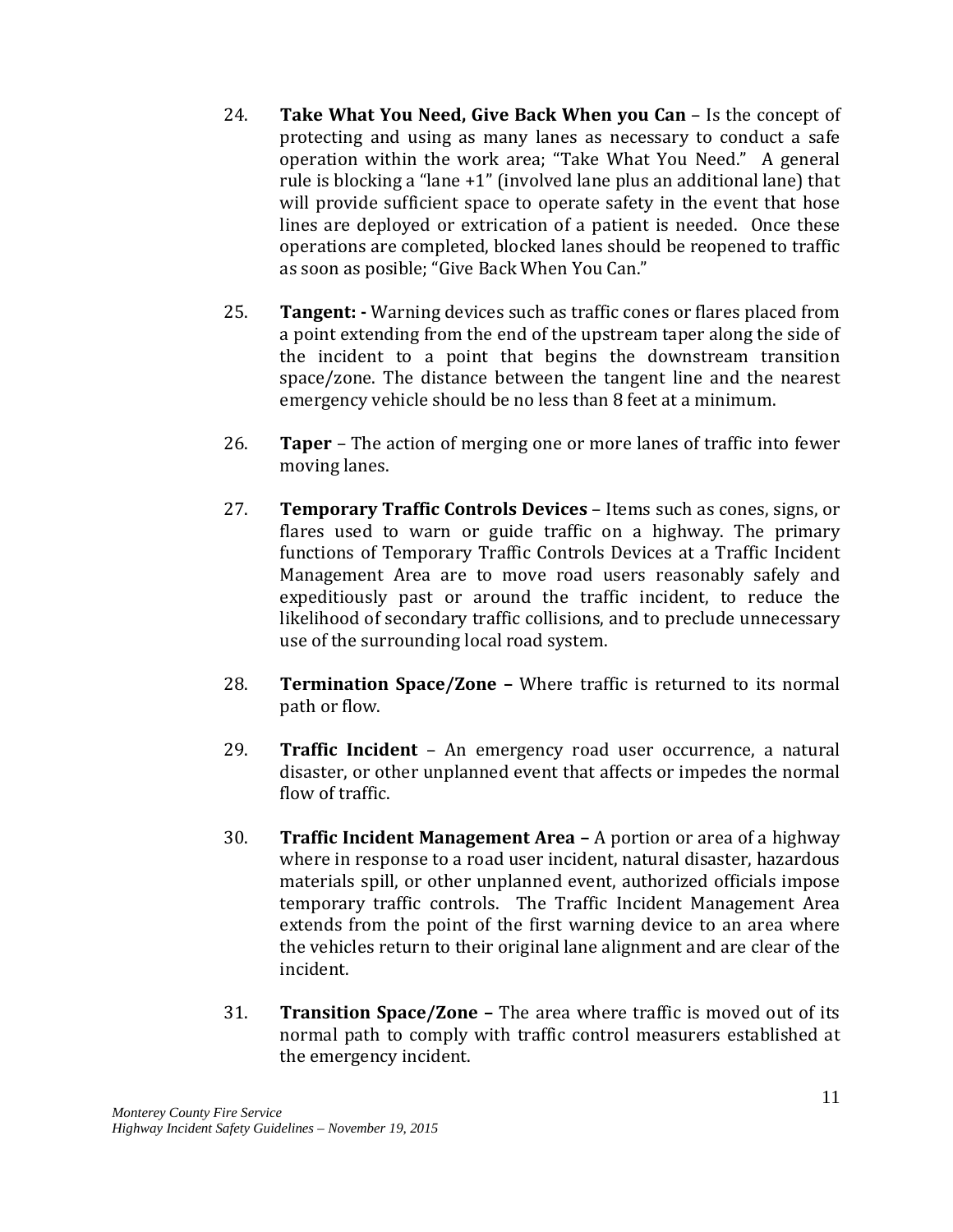24. **Take What You Need, Give Back When you Can** – Is the concept of protecting and using as many lanes as necessary to conduct a safe operation within the work area; "Take What You Need." A general rule is blocking a "lane +1" (involved lane plus an additional lane) that will provide sufficient space to operate safety in the event that hose lines are deployed or extrication of a patient is needed. Once these operations are completed, blocked lanes should be reopened to traffic as soon as posible; "Give Back When You Can."

25. **Tangent: -** Warning devices such as traffic cones or flares placed from a point extending from the end of the upstream taper along the side of the incident to a point that begins the downstream transition space/zone. The distance between the tangent line and the nearest emergency vehicle should be no less than 8 feet at a minimum.

26. **Taper** – The action of merging one or more lanes of traffic into fewer moving lanes.

27. **Temporary Traffic Controls Devices** – Items such as cones, signs, or flares used to warn or guide traffic on a highway. The primary functions of Temporary Traffic Controls Devices at a Traffic Incident Management Area are to move road users reasonably safely and expeditiously past or around the traffic incident, to reduce the likelihood of secondary traffic collisions, and to preclude unnecessary use of the surrounding local road system.

28. **Termination Space/Zone –** Where traffic is returned to its normal path or flow.

29. **Traffic Incident** – An emergency road user occurrence, a natural disaster, or other unplanned event that affects or impedes the normal flow of traffic.

30. **Traffic Incident Management Area –** A portion or area of a highway where in response to a road user incident, natural disaster, hazardous materials spill, or other unplanned event, authorized officials impose temporary traffic controls. The Traffic Incident Management Area extends from the point of the first warning device to an area where the vehicles return to their original lane alignment and are clear of the incident.

31. **Transition Space/Zone –** The area where traffic is moved out of its normal path to comply with traffic control measurers established at the emergency incident.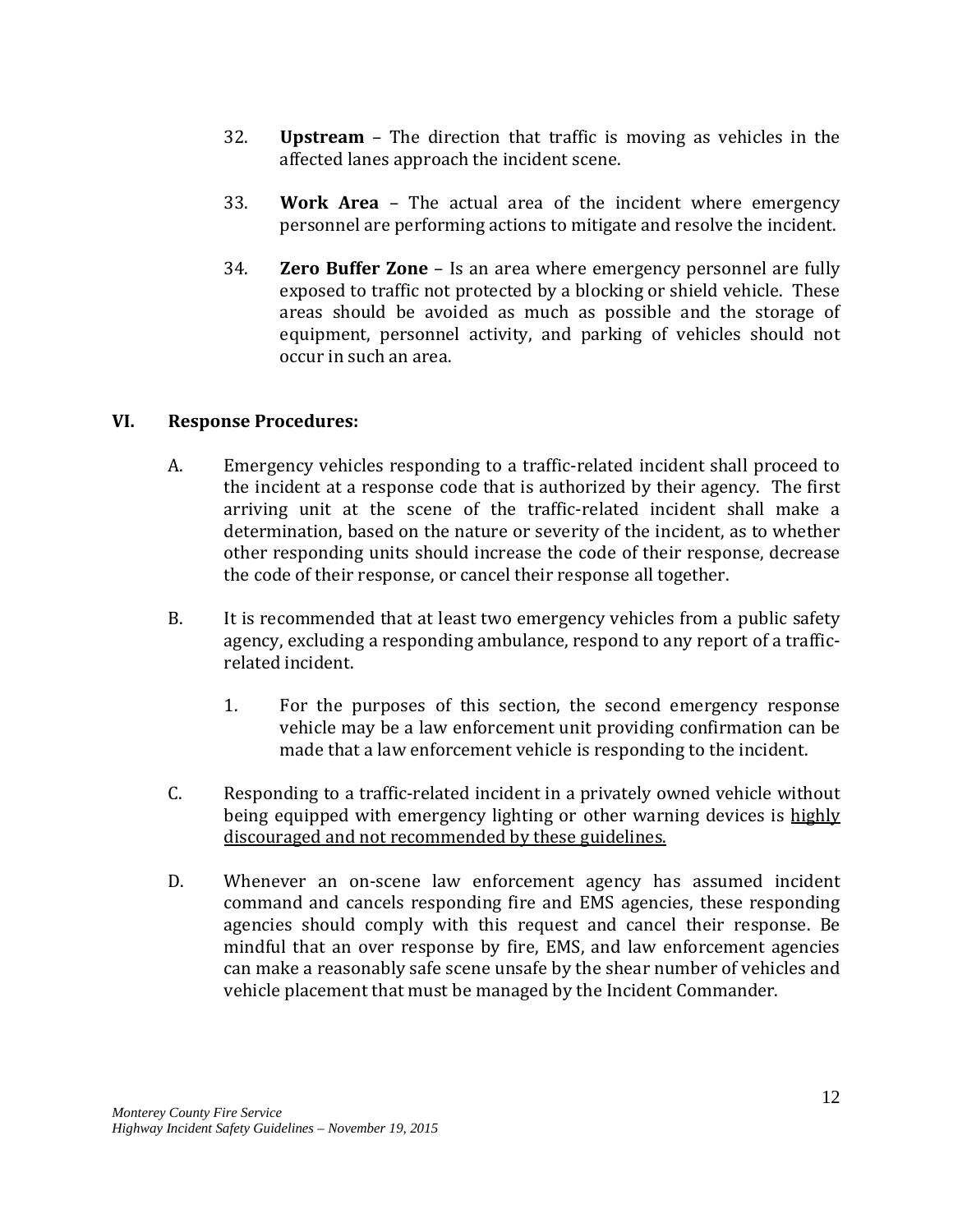32. **Upstream** – The direction that traffic is moving as vehicles in the affected lanes approach the incident scene.

33. **Work Area** – The actual area of the incident where emergency personnel are performing actions to mitigate and resolve the incident.

34. **Zero Buffer Zone** – Is an area where emergency personnel are fully exposed to traffic not protected by a blocking or shield vehicle. These areas should be avoided as much as possible and the storage of equipment, personnel activity, and parking of vehicles should not occur in such an area.

## VI. Response Procedures:

A. Emergency vehicles responding to a traffic-related incident shall proceed to the incident at a response code that is authorized by their agency. The first arriving unit at the scene of the traffic-related incident shall make a determination, based on the nature or severity of the incident, as to whether other responding units should increase the code of their response, decrease the code of their response, or cancel their response all together.

B. It is recommended that at least two emergency vehicles from a public safety agency, excluding a responding ambulance, respond to any report of a traffic-related incident.

   1. For the purposes of this section, the second emergency response vehicle may be a law enforcement unit providing confirmation can be made that a law enforcement vehicle is responding to the incident.

C. Responding to a traffic-related incident in a privately owned vehicle without being equipped with emergency lighting or other warning devices is <u>highly discouraged and not recommended by these guidelines.</u>

D. Whenever an on-scene law enforcement agency has assumed incident command and cancels responding fire and EMS agencies, these responding agencies should comply with this request and cancel their response. Be mindful that an over response by fire, EMS, and law enforcement agencies can make a reasonably safe scene unsafe by the shear number of vehicles and vehicle placement that must be managed by the Incident Commander.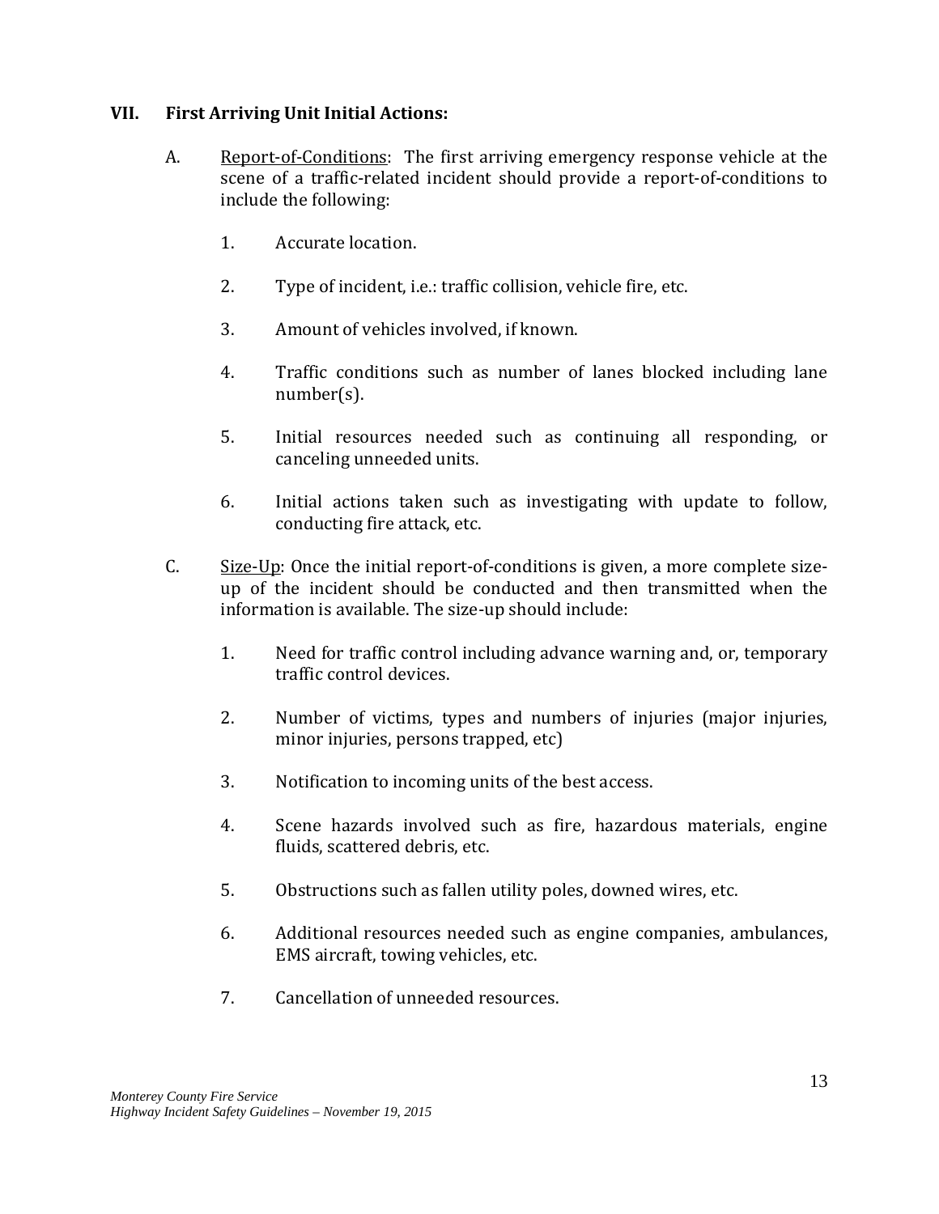## VII. First Arriving Unit Initial Actions:

A. Report-of-Conditions: The first arriving emergency response vehicle at the scene of a traffic-related incident should provide a report-of-conditions to include the following:

1. Accurate location.

2. Type of incident, i.e.: traffic collision, vehicle fire, etc.

3. Amount of vehicles involved, if known.

4. Traffic conditions such as number of lanes blocked including lane number(s).

5. Initial resources needed such as continuing all responding, or canceling unneeded units.

6. Initial actions taken such as investigating with update to follow, conducting fire attack, etc.

C. Size-Up: Once the initial report-of-conditions is given, a more complete size-up of the incident should be conducted and then transmitted when the information is available. The size-up should include:

1. Need for traffic control including advance warning and, or, temporary traffic control devices.

2. Number of victims, types and numbers of injuries (major injuries, minor injuries, persons trapped, etc)

3. Notification to incoming units of the best access.

4. Scene hazards involved such as fire, hazardous materials, engine fluids, scattered debris, etc.

5. Obstructions such as fallen utility poles, downed wires, etc.

6. Additional resources needed such as engine companies, ambulances, EMS aircraft, towing vehicles, etc.

7. Cancellation of unneeded resources.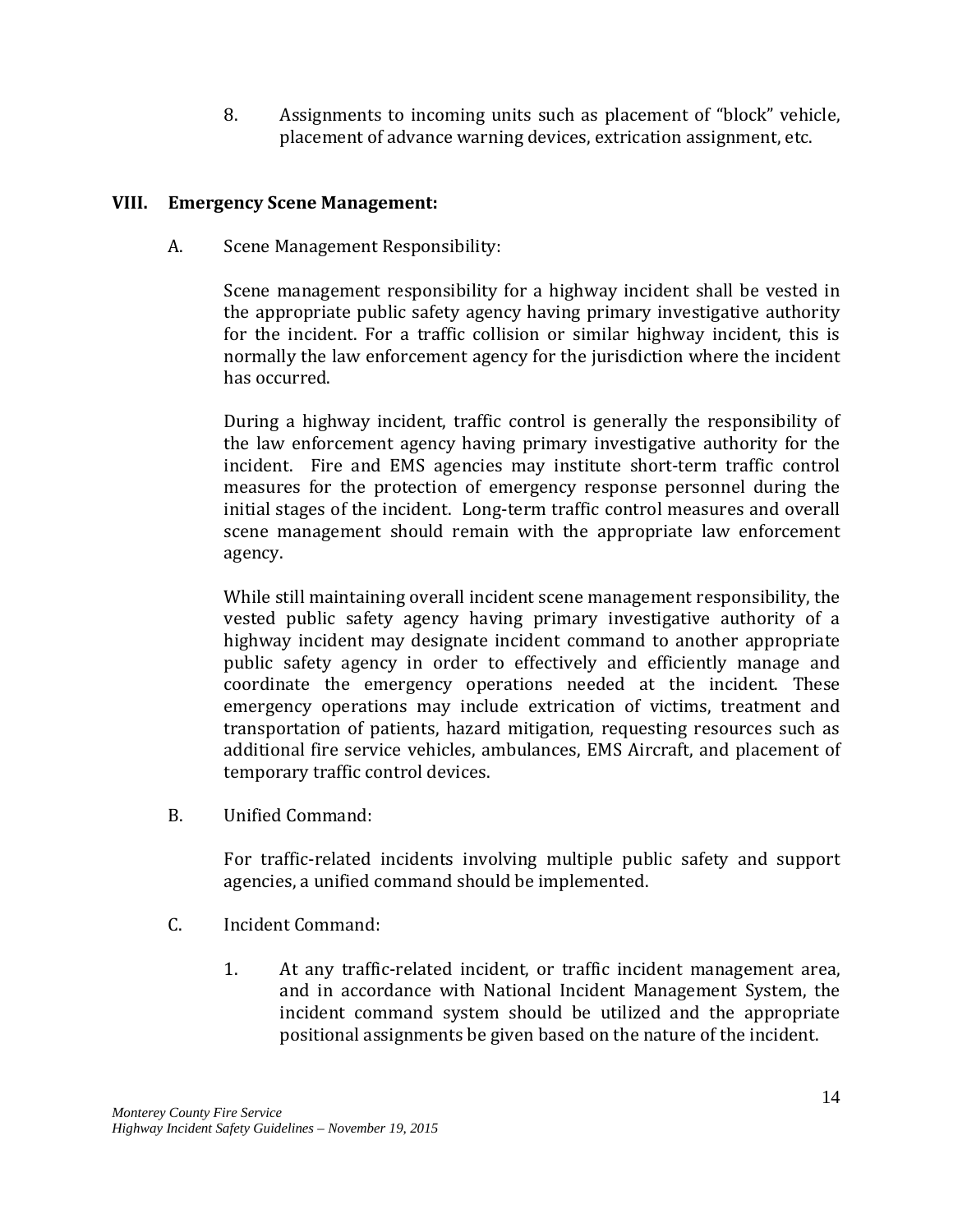8. Assignments to incoming units such as placement of "block" vehicle, placement of advance warning devices, extrication assignment, etc.

## VIII. Emergency Scene Management:

A. Scene Management Responsibility:

Scene management responsibility for a highway incident shall be vested in the appropriate public safety agency having primary investigative authority for the incident. For a traffic collision or similar highway incident, this is normally the law enforcement agency for the jurisdiction where the incident has occurred.

During a highway incident, traffic control is generally the responsibility of the law enforcement agency having primary investigative authority for the incident. Fire and EMS agencies may institute short-term traffic control measures for the protection of emergency response personnel during the initial stages of the incident. Long-term traffic control measures and overall scene management should remain with the appropriate law enforcement agency.

While still maintaining overall incident scene management responsibility, the vested public safety agency having primary investigative authority of a highway incident may designate incident command to another appropriate public safety agency in order to effectively and efficiently manage and coordinate the emergency operations needed at the incident. These emergency operations may include extrication of victims, treatment and transportation of patients, hazard mitigation, requesting resources such as additional fire service vehicles, ambulances, EMS Aircraft, and placement of temporary traffic control devices.

B. Unified Command:

For traffic-related incidents involving multiple public safety and support agencies, a unified command should be implemented.

C. Incident Command:

1. At any traffic-related incident, or traffic incident management area, and in accordance with National Incident Management System, the incident command system should be utilized and the appropriate positional assignments be given based on the nature of the incident.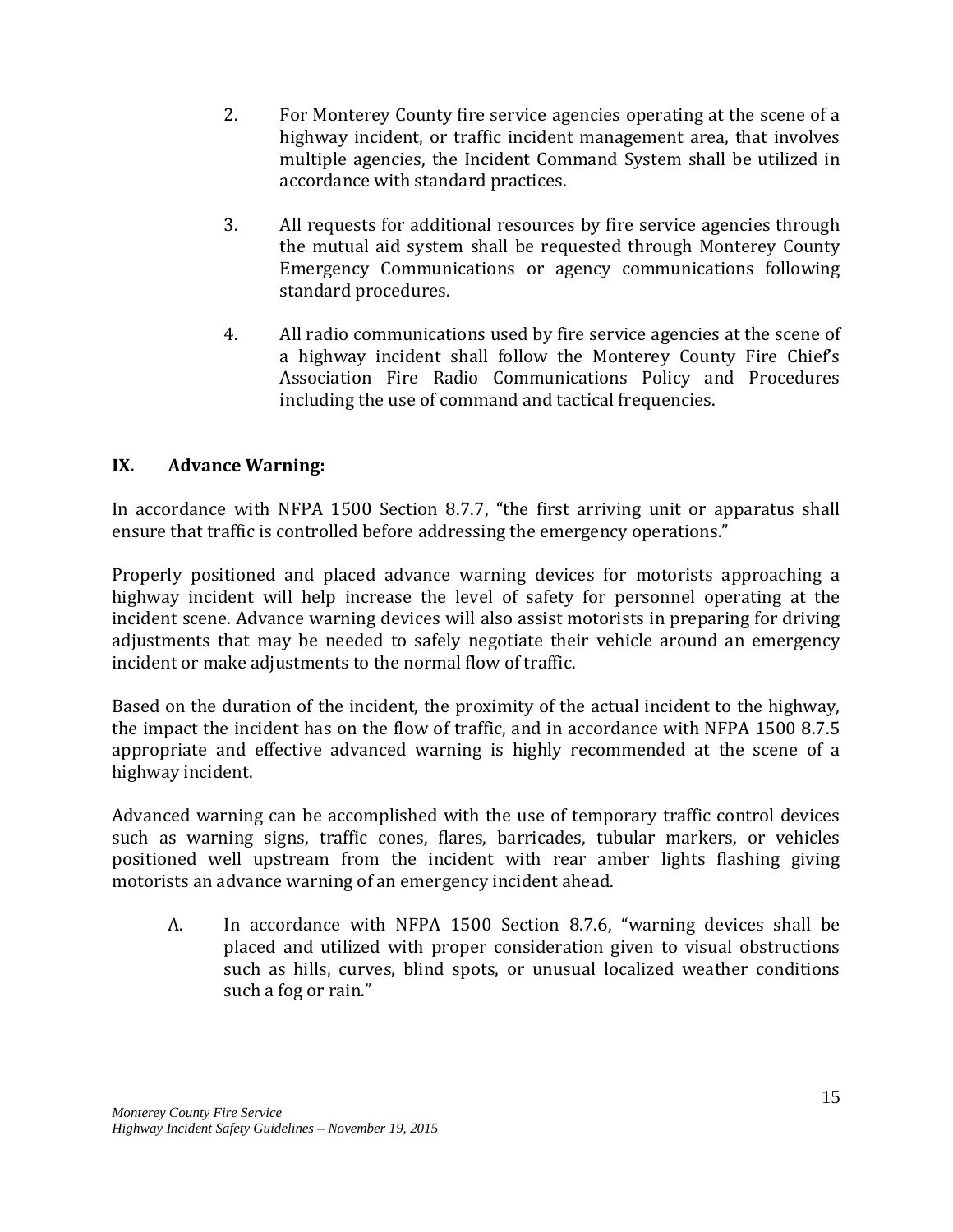2. For Monterey County fire service agencies operating at the scene of a highway incident, or traffic incident management area, that involves multiple agencies, the Incident Command System shall be utilized in accordance with standard practices.

3. All requests for additional resources by fire service agencies through the mutual aid system shall be requested through Monterey County Emergency Communications or agency communications following standard procedures.

4. All radio communications used by fire service agencies at the scene of a highway incident shall follow the Monterey County Fire Chief's Association Fire Radio Communications Policy and Procedures including the use of command and tactical frequencies.

## IX. Advance Warning:

In accordance with NFPA 1500 Section 8.7.7, "the first arriving unit or apparatus shall ensure that traffic is controlled before addressing the emergency operations."

Properly positioned and placed advance warning devices for motorists approaching a highway incident will help increase the level of safety for personnel operating at the incident scene. Advance warning devices will also assist motorists in preparing for driving adjustments that may be needed to safely negotiate their vehicle around an emergency incident or make adjustments to the normal flow of traffic.

Based on the duration of the incident, the proximity of the actual incident to the highway, the impact the incident has on the flow of traffic, and in accordance with NFPA 1500 8.7.5 appropriate and effective advanced warning is highly recommended at the scene of a highway incident.

Advanced warning can be accomplished with the use of temporary traffic control devices such as warning signs, traffic cones, flares, barricades, tubular markers, or vehicles positioned well upstream from the incident with rear amber lights flashing giving motorists an advance warning of an emergency incident ahead.

A. In accordance with NFPA 1500 Section 8.7.6, "warning devices shall be placed and utilized with proper consideration given to visual obstructions such as hills, curves, blind spots, or unusual localized weather conditions such a fog or rain."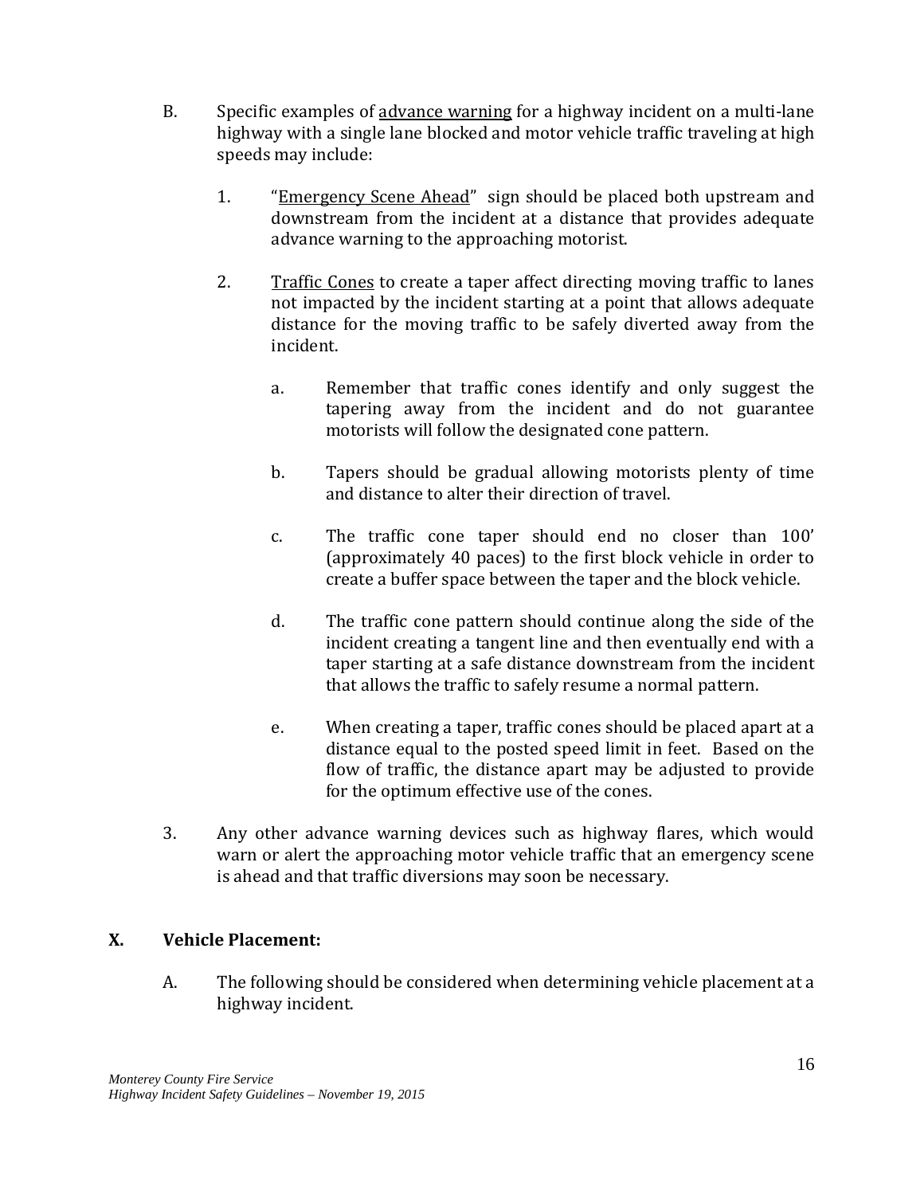B. Specific examples of <u>advance warning</u> for a highway incident on a multi-lane highway with a single lane blocked and motor vehicle traffic traveling at high speeds may include:

   1. "<u>Emergency Scene Ahead</u>" sign should be placed both upstream and downstream from the incident at a distance that provides adequate advance warning to the approaching motorist.

   2. <u>Traffic Cones</u> to create a taper affect directing moving traffic to lanes not impacted by the incident starting at a point that allows adequate distance for the moving traffic to be safely diverted away from the incident.

      a. Remember that traffic cones identify and only suggest the tapering away from the incident and do not guarantee motorists will follow the designated cone pattern.

      b. Tapers should be gradual allowing motorists plenty of time and distance to alter their direction of travel.

      c. The traffic cone taper should end no closer than 100' (approximately 40 paces) to the first block vehicle in order to create a buffer space between the taper and the block vehicle.

      d. The traffic cone pattern should continue along the side of the incident creating a tangent line and then eventually end with a taper starting at a safe distance downstream from the incident that allows the traffic to safely resume a normal pattern.

      e. When creating a taper, traffic cones should be placed apart at a distance equal to the posted speed limit in feet. Based on the flow of traffic, the distance apart may be adjusted to provide for the optimum effective use of the cones.

3. Any other advance warning devices such as highway flares, which would warn or alert the approaching motor vehicle traffic that an emergency scene is ahead and that traffic diversions may soon be necessary.

## X. Vehicle Placement:

A. The following should be considered when determining vehicle placement at a highway incident.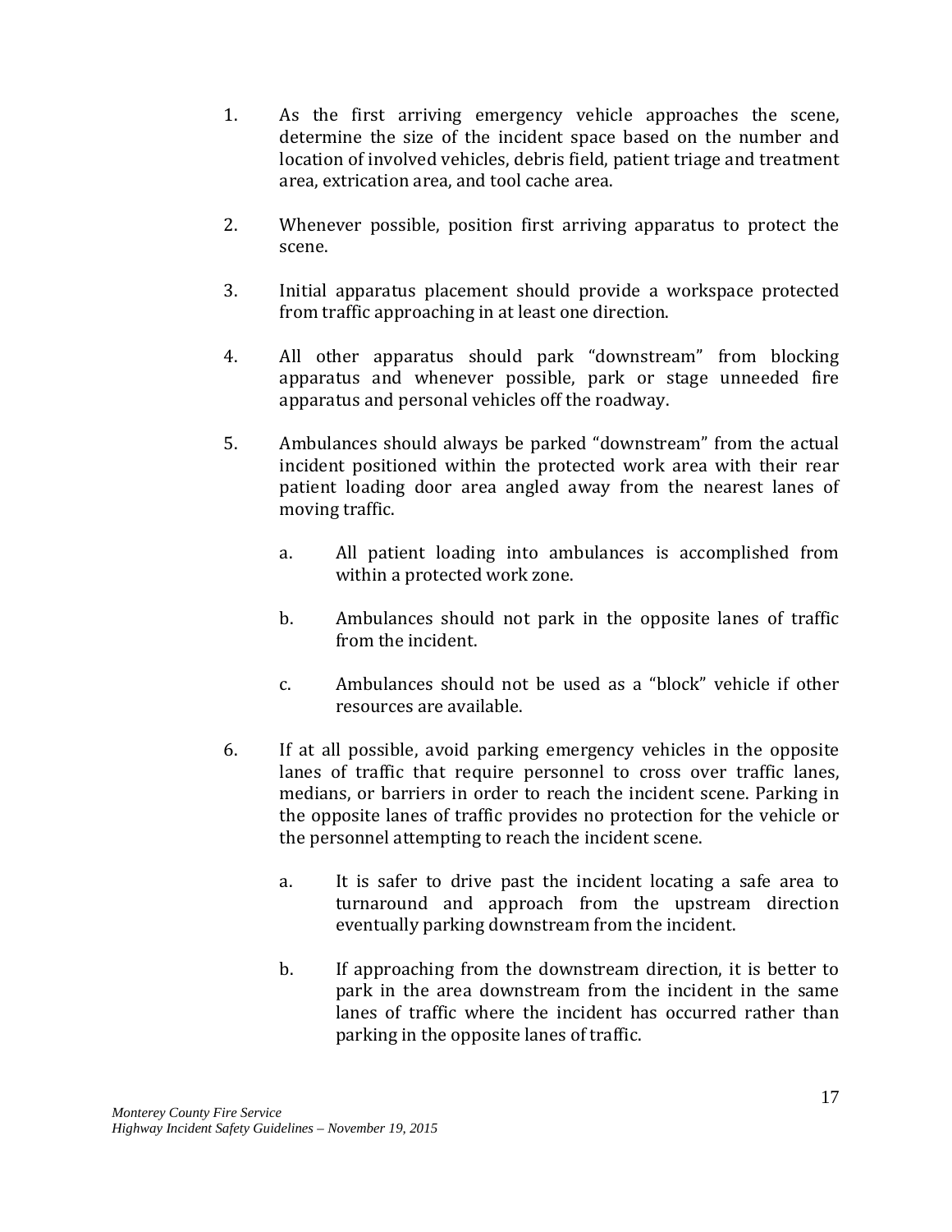1. As the first arriving emergency vehicle approaches the scene, determine the size of the incident space based on the number and location of involved vehicles, debris field, patient triage and treatment area, extrication area, and tool cache area.

2. Whenever possible, position first arriving apparatus to protect the scene.

3. Initial apparatus placement should provide a workspace protected from traffic approaching in at least one direction.

4. All other apparatus should park "downstream" from blocking apparatus and whenever possible, park or stage unneeded fire apparatus and personal vehicles off the roadway.

5. Ambulances should always be parked "downstream" from the actual incident positioned within the protected work area with their rear patient loading door area angled away from the nearest lanes of moving traffic.

   a. All patient loading into ambulances is accomplished from within a protected work zone.

   b. Ambulances should not park in the opposite lanes of traffic from the incident.

   c. Ambulances should not be used as a "block" vehicle if other resources are available.

6. If at all possible, avoid parking emergency vehicles in the opposite lanes of traffic that require personnel to cross over traffic lanes, medians, or barriers in order to reach the incident scene. Parking in the opposite lanes of traffic provides no protection for the vehicle or the personnel attempting to reach the incident scene.

   a. It is safer to drive past the incident locating a safe area to turnaround and approach from the upstream direction eventually parking downstream from the incident.

   b. If approaching from the downstream direction, it is better to park in the area downstream from the incident in the same lanes of traffic where the incident has occurred rather than parking in the opposite lanes of traffic.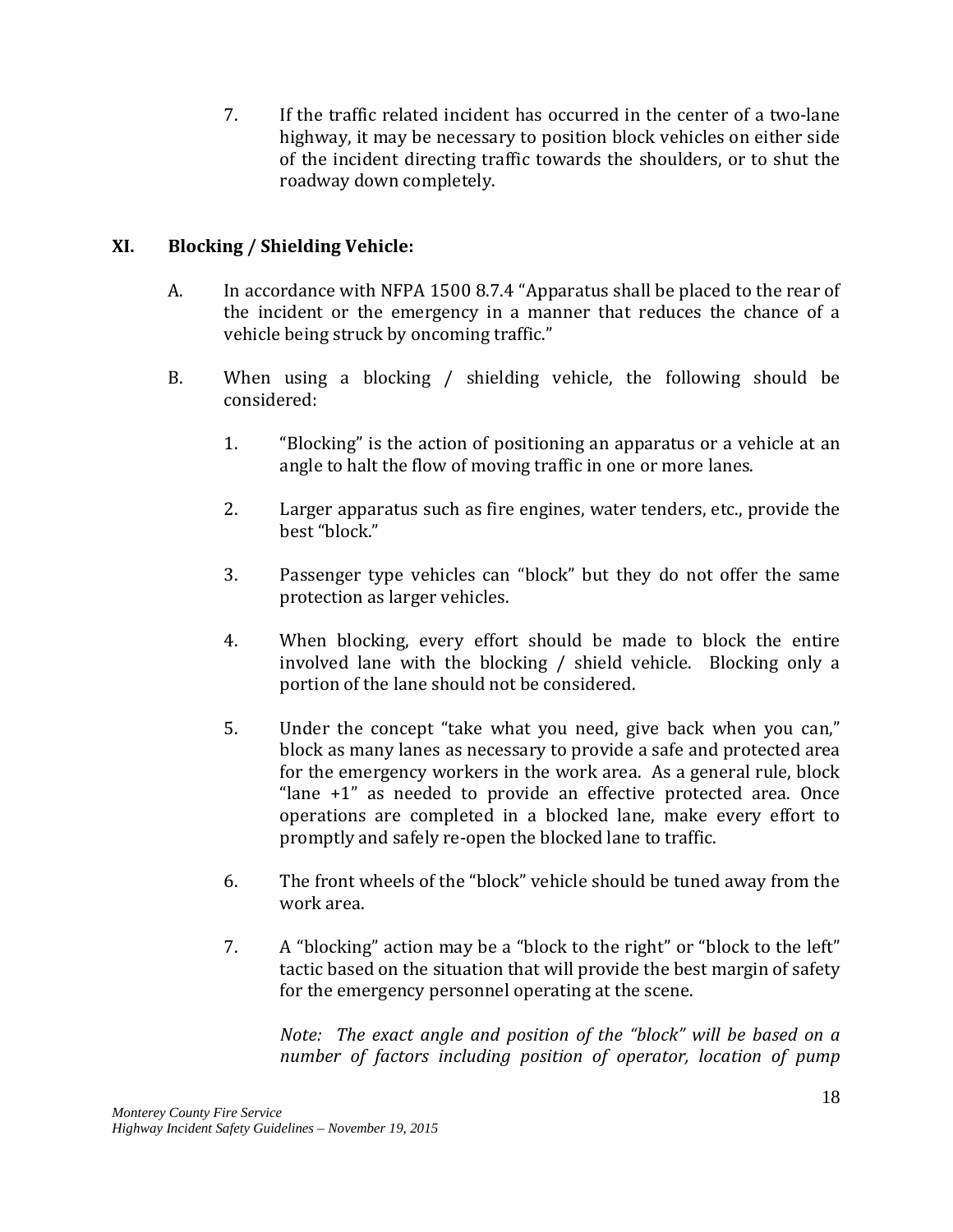7. If the traffic related incident has occurred in the center of a two-lane highway, it may be necessary to position block vehicles on either side of the incident directing traffic towards the shoulders, or to shut the roadway down completely.

## XI. Blocking / Shielding Vehicle:

A. In accordance with NFPA 1500 8.7.4 "Apparatus shall be placed to the rear of the incident or the emergency in a manner that reduces the chance of a vehicle being struck by oncoming traffic."

B. When using a blocking / shielding vehicle, the following should be considered:

1. "Blocking" is the action of positioning an apparatus or a vehicle at an angle to halt the flow of moving traffic in one or more lanes.

2. Larger apparatus such as fire engines, water tenders, etc., provide the best "block."

3. Passenger type vehicles can "block" but they do not offer the same protection as larger vehicles.

4. When blocking, every effort should be made to block the entire involved lane with the blocking / shield vehicle. Blocking only a portion of the lane should not be considered.

5. Under the concept "take what you need, give back when you can," block as many lanes as necessary to provide a safe and protected area for the emergency workers in the work area. As a general rule, block "lane +1" as needed to provide an effective protected area. Once operations are completed in a blocked lane, make every effort to promptly and safely re-open the blocked lane to traffic.

6. The front wheels of the "block" vehicle should be tuned away from the work area.

7. A "blocking" action may be a "block to the right" or "block to the left" tactic based on the situation that will provide the best margin of safety for the emergency personnel operating at the scene.

   *Note: The exact angle and position of the "block" will be based on a number of factors including position of operator, location of pump*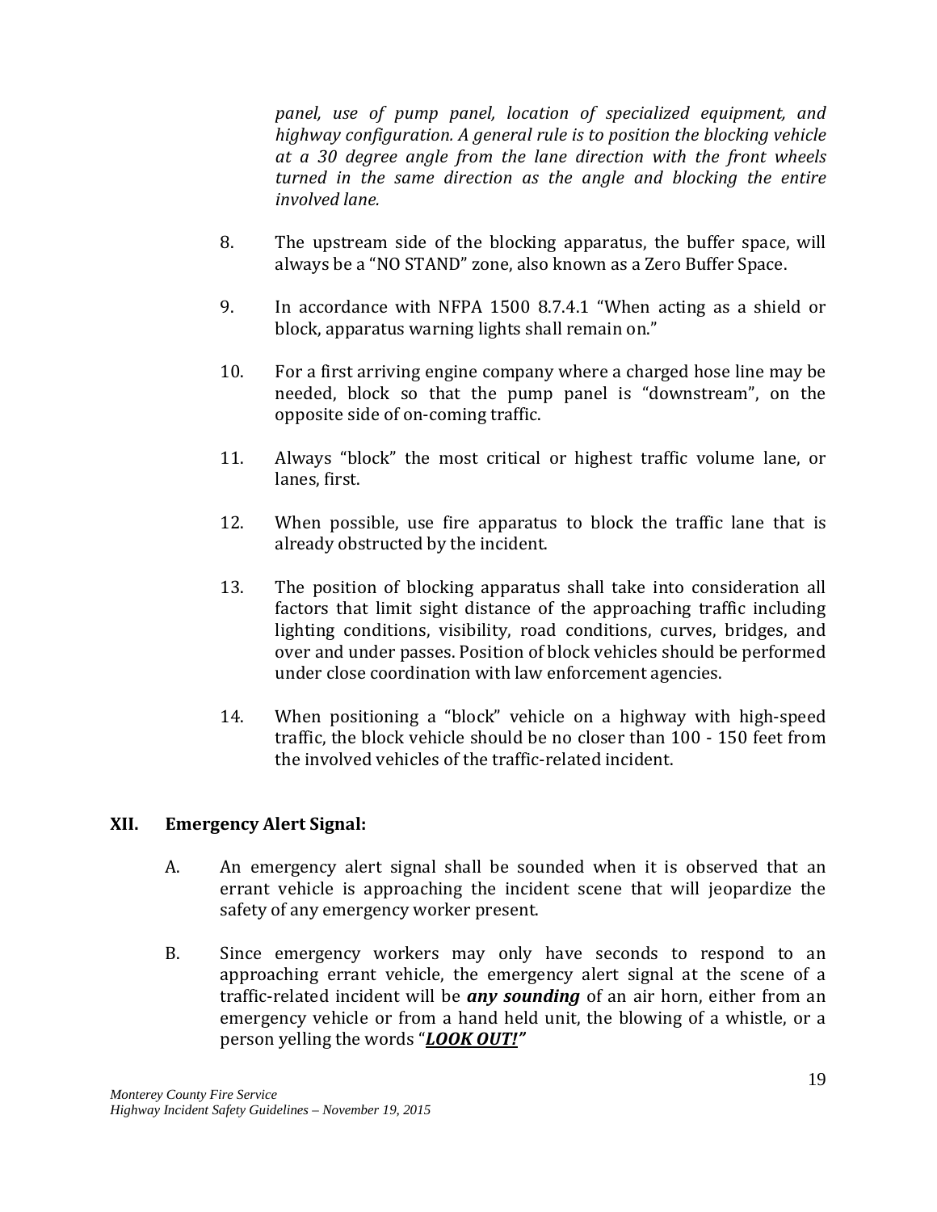*panel, use of pump panel, location of specialized equipment, and highway configuration. A general rule is to position the blocking vehicle at a 30 degree angle from the lane direction with the front wheels turned in the same direction as the angle and blocking the entire involved lane.*

8. The upstream side of the blocking apparatus, the buffer space, will always be a "NO STAND" zone, also known as a Zero Buffer Space.

9. In accordance with NFPA 1500 8.7.4.1 "When acting as a shield or block, apparatus warning lights shall remain on."

10. For a first arriving engine company where a charged hose line may be needed, block so that the pump panel is "downstream", on the opposite side of on-coming traffic.

11. Always "block" the most critical or highest traffic volume lane, or lanes, first.

12. When possible, use fire apparatus to block the traffic lane that is already obstructed by the incident.

13. The position of blocking apparatus shall take into consideration all factors that limit sight distance of the approaching traffic including lighting conditions, visibility, road conditions, curves, bridges, and over and under passes. Position of block vehicles should be performed under close coordination with law enforcement agencies.

14. When positioning a "block" vehicle on a highway with high-speed traffic, the block vehicle should be no closer than 100 - 150 feet from the involved vehicles of the traffic-related incident.

## XII. Emergency Alert Signal:

A. An emergency alert signal shall be sounded when it is observed that an errant vehicle is approaching the incident scene that will jeopardize the safety of any emergency worker present.

B. Since emergency workers may only have seconds to respond to an approaching errant vehicle, the emergency alert signal at the scene of a traffic-related incident will be ***any sounding*** of an air horn, either from an emergency vehicle or from a hand held unit, the blowing of a whistle, or a person yelling the words "***<u>LOOK OUT!</u>"***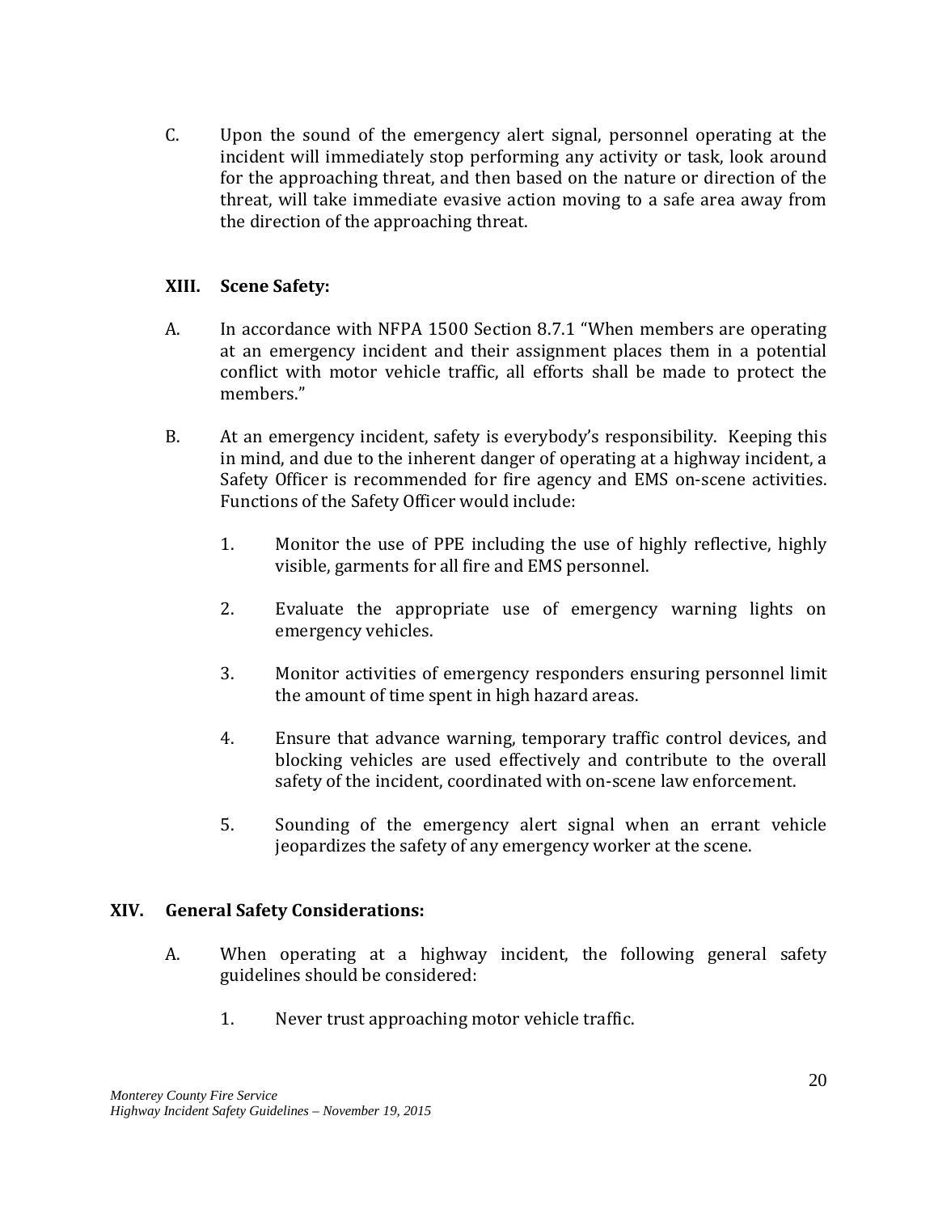C. Upon the sound of the emergency alert signal, personnel operating at the incident will immediately stop performing any activity or task, look around for the approaching threat, and then based on the nature or direction of the threat, will take immediate evasive action moving to a safe area away from the direction of the approaching threat.

## XIII. Scene Safety:

A. In accordance with NFPA 1500 Section 8.7.1 "When members are operating at an emergency incident and their assignment places them in a potential conflict with motor vehicle traffic, all efforts shall be made to protect the members."

B. At an emergency incident, safety is everybody's responsibility. Keeping this in mind, and due to the inherent danger of operating at a highway incident, a Safety Officer is recommended for fire agency and EMS on-scene activities. Functions of the Safety Officer would include:

1. Monitor the use of PPE including the use of highly reflective, highly visible, garments for all fire and EMS personnel.

2. Evaluate the appropriate use of emergency warning lights on emergency vehicles.

3. Monitor activities of emergency responders ensuring personnel limit the amount of time spent in high hazard areas.

4. Ensure that advance warning, temporary traffic control devices, and blocking vehicles are used effectively and contribute to the overall safety of the incident, coordinated with on-scene law enforcement.

5. Sounding of the emergency alert signal when an errant vehicle jeopardizes the safety of any emergency worker at the scene.

## XIV. General Safety Considerations:

A. When operating at a highway incident, the following general safety guidelines should be considered:

1. Never trust approaching motor vehicle traffic.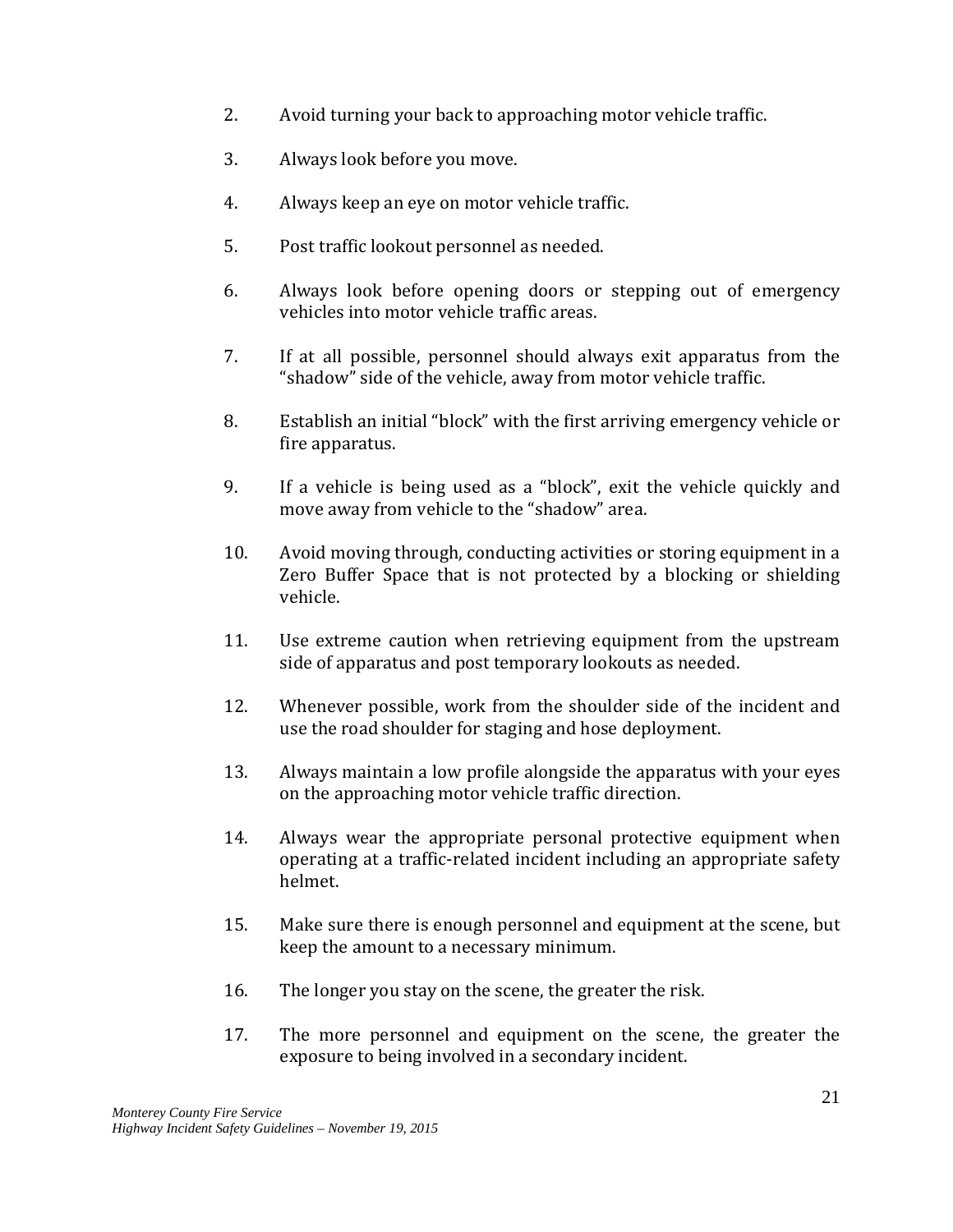2. Avoid turning your back to approaching motor vehicle traffic.

3. Always look before you move.

4. Always keep an eye on motor vehicle traffic.

5. Post traffic lookout personnel as needed.

6. Always look before opening doors or stepping out of emergency vehicles into motor vehicle traffic areas.

7. If at all possible, personnel should always exit apparatus from the "shadow" side of the vehicle, away from motor vehicle traffic.

8. Establish an initial "block" with the first arriving emergency vehicle or fire apparatus.

9. If a vehicle is being used as a "block", exit the vehicle quickly and move away from vehicle to the "shadow" area.

10. Avoid moving through, conducting activities or storing equipment in a Zero Buffer Space that is not protected by a blocking or shielding vehicle.

11. Use extreme caution when retrieving equipment from the upstream side of apparatus and post temporary lookouts as needed.

12. Whenever possible, work from the shoulder side of the incident and use the road shoulder for staging and hose deployment.

13. Always maintain a low profile alongside the apparatus with your eyes on the approaching motor vehicle traffic direction.

14. Always wear the appropriate personal protective equipment when operating at a traffic-related incident including an appropriate safety helmet.

15. Make sure there is enough personnel and equipment at the scene, but keep the amount to a necessary minimum.

16. The longer you stay on the scene, the greater the risk.

17. The more personnel and equipment on the scene, the greater the exposure to being involved in a secondary incident.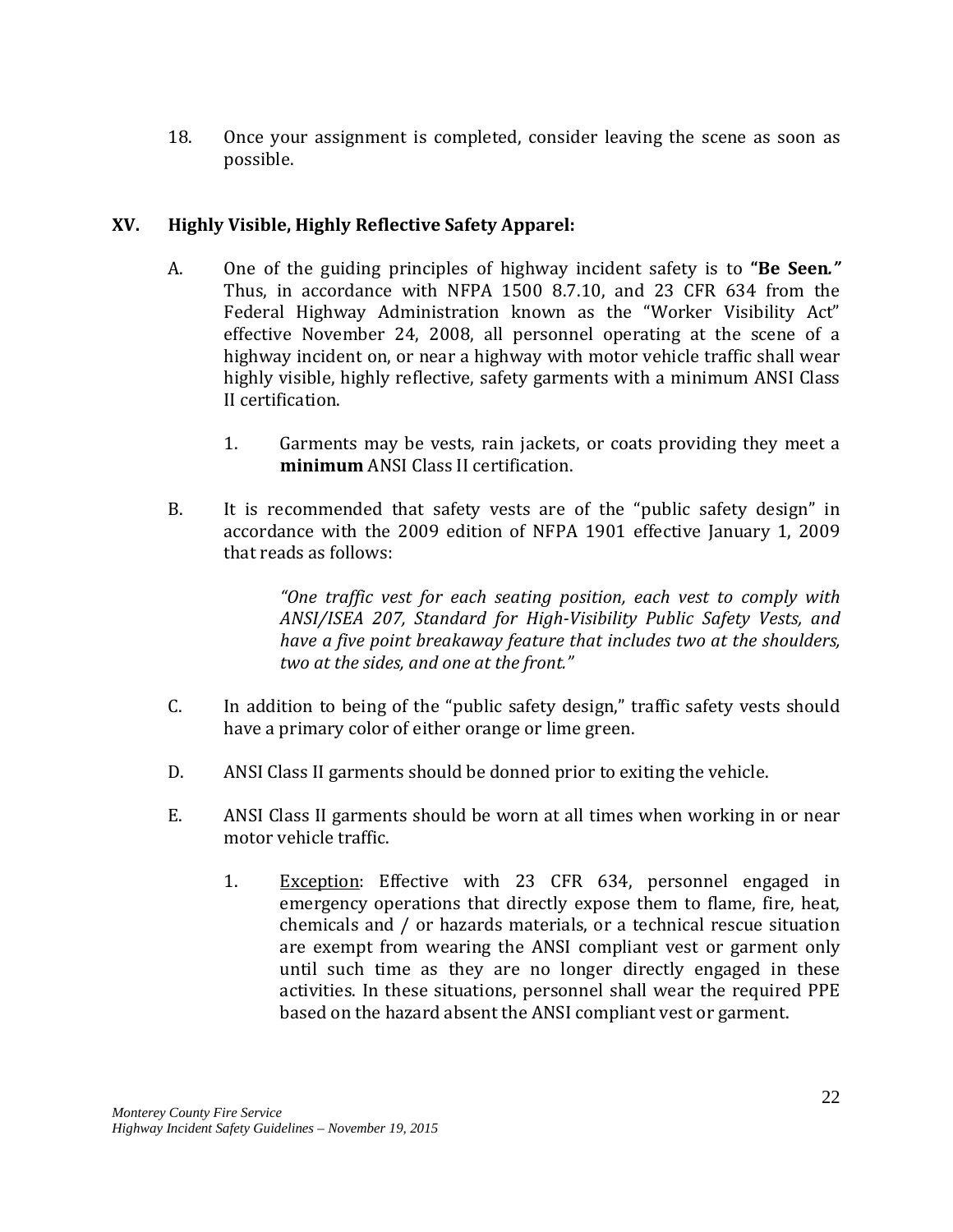18. Once your assignment is completed, consider leaving the scene as soon as possible.

## XV. Highly Visible, Highly Reflective Safety Apparel:

A. One of the guiding principles of highway incident safety is to **"Be Seen."** Thus, in accordance with NFPA 1500 8.7.10, and 23 CFR 634 from the Federal Highway Administration known as the "Worker Visibility Act" effective November 24, 2008, all personnel operating at the scene of a highway incident on, or near a highway with motor vehicle traffic shall wear highly visible, highly reflective, safety garments with a minimum ANSI Class II certification.

   1. Garments may be vests, rain jackets, or coats providing they meet a **minimum** ANSI Class II certification.

B. It is recommended that safety vests are of the "public safety design" in accordance with the 2009 edition of NFPA 1901 effective January 1, 2009 that reads as follows:

   > *"One traffic vest for each seating position, each vest to comply with ANSI/ISEA 207, Standard for High-Visibility Public Safety Vests, and have a five point breakaway feature that includes two at the shoulders, two at the sides, and one at the front."*

C. In addition to being of the "public safety design," traffic safety vests should have a primary color of either orange or lime green.

D. ANSI Class II garments should be donned prior to exiting the vehicle.

E. ANSI Class II garments should be worn at all times when working in or near motor vehicle traffic.

   1. <u>Exception</u>: Effective with 23 CFR 634, personnel engaged in emergency operations that directly expose them to flame, fire, heat, chemicals and / or hazards materials, or a technical rescue situation are exempt from wearing the ANSI compliant vest or garment only until such time as they are no longer directly engaged in these activities. In these situations, personnel shall wear the required PPE based on the hazard absent the ANSI compliant vest or garment.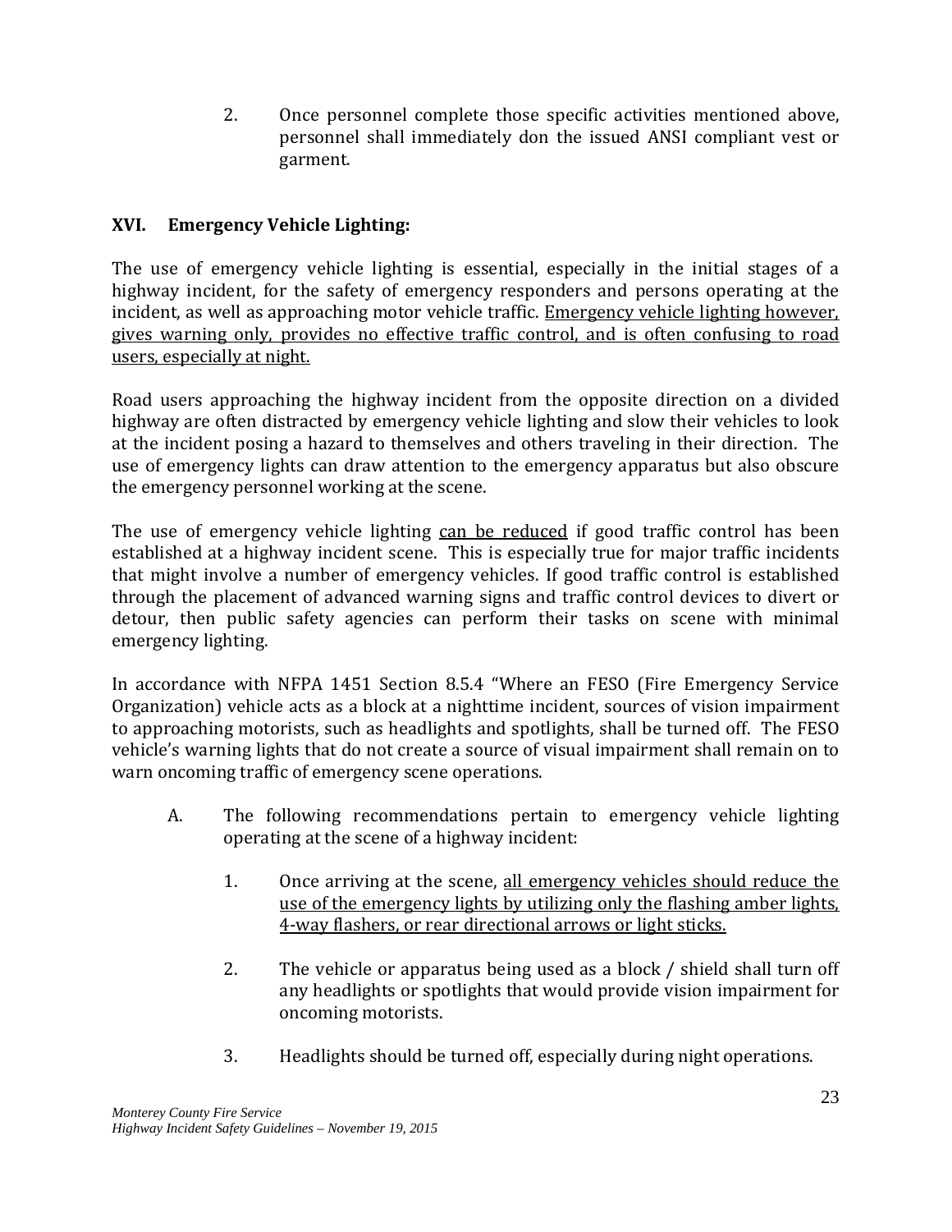2. Once personnel complete those specific activities mentioned above, personnel shall immediately don the issued ANSI compliant vest or garment.

## XVI. Emergency Vehicle Lighting:

The use of emergency vehicle lighting is essential, especially in the initial stages of a highway incident, for the safety of emergency responders and persons operating at the incident, as well as approaching motor vehicle traffic. <u>Emergency vehicle lighting however, gives warning only, provides no effective traffic control, and is often confusing to road users, especially at night.</u>

Road users approaching the highway incident from the opposite direction on a divided highway are often distracted by emergency vehicle lighting and slow their vehicles to look at the incident posing a hazard to themselves and others traveling in their direction. The use of emergency lights can draw attention to the emergency apparatus but also obscure the emergency personnel working at the scene.

The use of emergency vehicle lighting <u>can be reduced</u> if good traffic control has been established at a highway incident scene. This is especially true for major traffic incidents that might involve a number of emergency vehicles. If good traffic control is established through the placement of advanced warning signs and traffic control devices to divert or detour, then public safety agencies can perform their tasks on scene with minimal emergency lighting.

In accordance with NFPA 1451 Section 8.5.4 "Where an FESO (Fire Emergency Service Organization) vehicle acts as a block at a nighttime incident, sources of vision impairment to approaching motorists, such as headlights and spotlights, shall be turned off. The FESO vehicle's warning lights that do not create a source of visual impairment shall remain on to warn oncoming traffic of emergency scene operations.

A. The following recommendations pertain to emergency vehicle lighting operating at the scene of a highway incident:

   1. Once arriving at the scene, <u>all emergency vehicles should reduce the use of the emergency lights by utilizing only the flashing amber lights, 4-way flashers, or rear directional arrows or light sticks.</u>

   2. The vehicle or apparatus being used as a block / shield shall turn off any headlights or spotlights that would provide vision impairment for oncoming motorists.

   3. Headlights should be turned off, especially during night operations.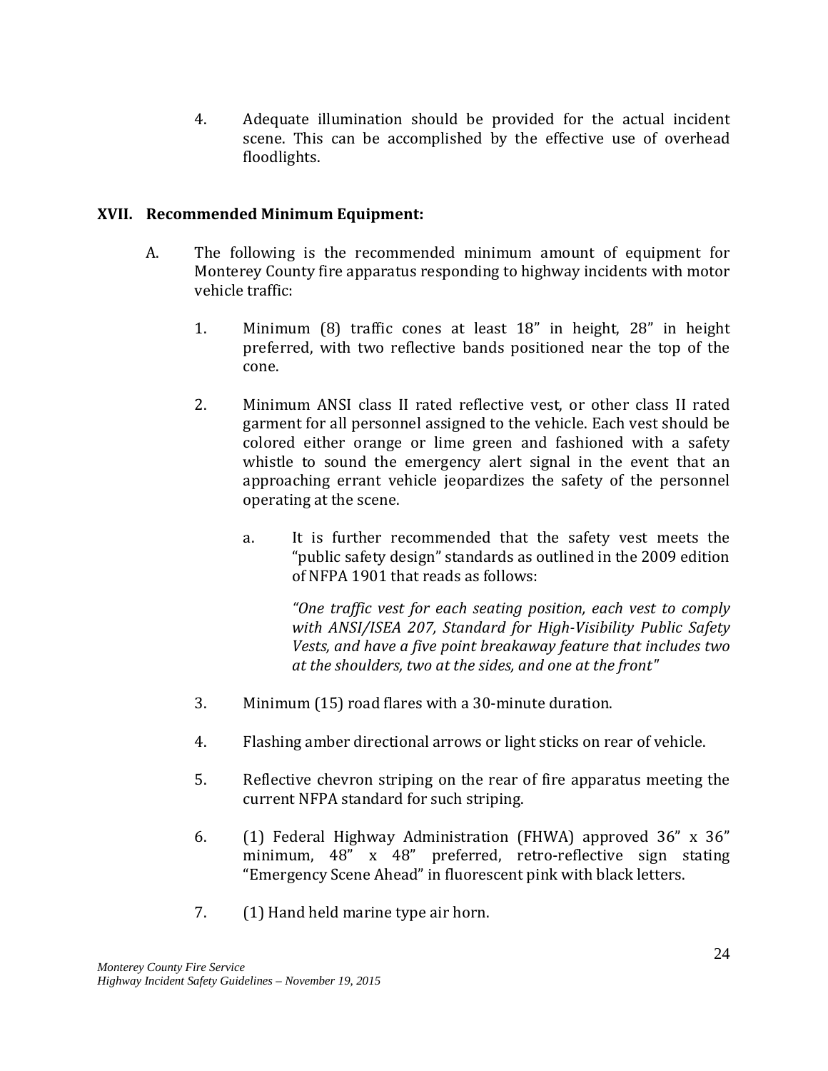4. Adequate illumination should be provided for the actual incident scene. This can be accomplished by the effective use of overhead floodlights.

## XVII. Recommended Minimum Equipment:

A. The following is the recommended minimum amount of equipment for Monterey County fire apparatus responding to highway incidents with motor vehicle traffic:

1. Minimum (8) traffic cones at least 18" in height, 28" in height preferred, with two reflective bands positioned near the top of the cone.

2. Minimum ANSI class II rated reflective vest, or other class II rated garment for all personnel assigned to the vehicle. Each vest should be colored either orange or lime green and fashioned with a safety whistle to sound the emergency alert signal in the event that an approaching errant vehicle jeopardizes the safety of the personnel operating at the scene.

   a. It is further recommended that the safety vest meets the "public safety design" standards as outlined in the 2009 edition of NFPA 1901 that reads as follows:

      *"One traffic vest for each seating position, each vest to comply with ANSI/ISEA 207, Standard for High-Visibility Public Safety Vests, and have a five point breakaway feature that includes two at the shoulders, two at the sides, and one at the front"*

3. Minimum (15) road flares with a 30-minute duration.

4. Flashing amber directional arrows or light sticks on rear of vehicle.

5. Reflective chevron striping on the rear of fire apparatus meeting the current NFPA standard for such striping.

6. (1) Federal Highway Administration (FHWA) approved 36" x 36" minimum, 48" x 48" preferred, retro-reflective sign stating "Emergency Scene Ahead" in fluorescent pink with black letters.

7. (1) Hand held marine type air horn.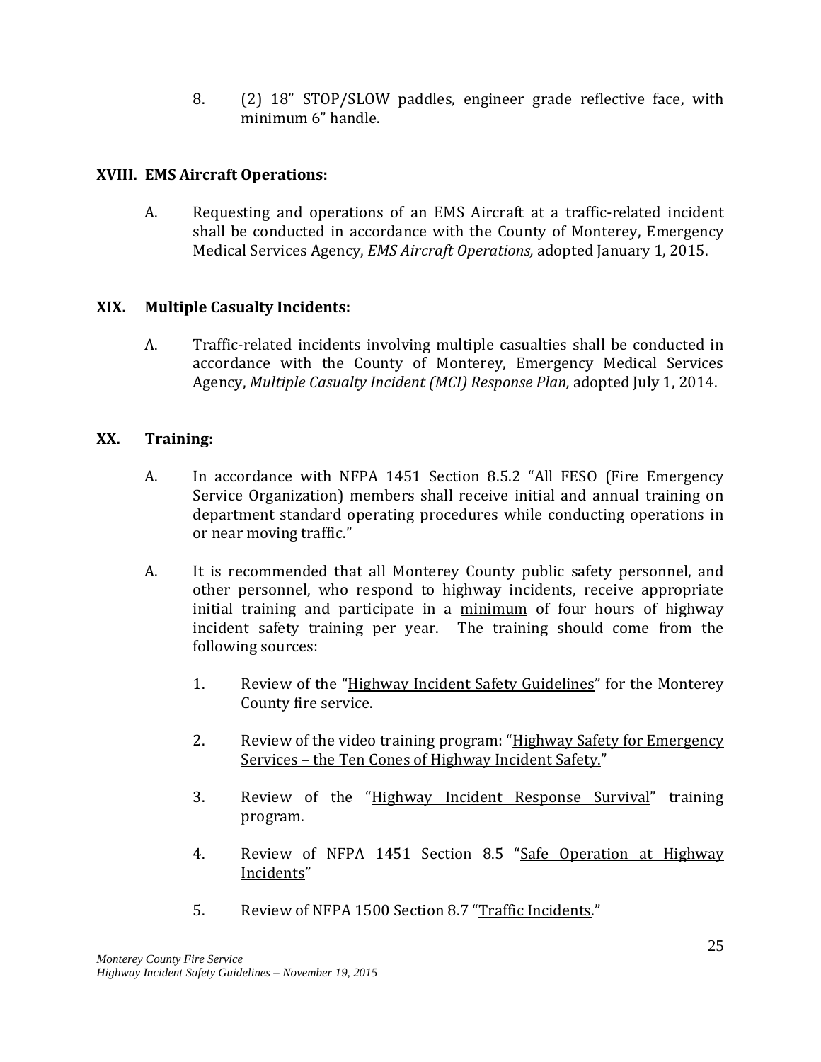8. (2) 18" STOP/SLOW paddles, engineer grade reflective face, with minimum 6" handle.

## XVIII. EMS Aircraft Operations:

A. Requesting and operations of an EMS Aircraft at a traffic-related incident shall be conducted in accordance with the County of Monterey, Emergency Medical Services Agency, *EMS Aircraft Operations,* adopted January 1, 2015.

## XIX. Multiple Casualty Incidents:

A. Traffic-related incidents involving multiple casualties shall be conducted in accordance with the County of Monterey, Emergency Medical Services Agency, *Multiple Casualty Incident (MCI) Response Plan,* adopted July 1, 2014.

## XX. Training:

A. In accordance with NFPA 1451 Section 8.5.2 "All FESO (Fire Emergency Service Organization) members shall receive initial and annual training on department standard operating procedures while conducting operations in or near moving traffic."

A. It is recommended that all Monterey County public safety personnel, and other personnel, who respond to highway incidents, receive appropriate initial training and participate in a <u>minimum</u> of four hours of highway incident safety training per year. The training should come from the following sources:

1. Review of the "<u>Highway Incident Safety Guidelines</u>" for the Monterey County fire service.

2. Review of the video training program: "<u>Highway Safety for Emergency Services – the Ten Cones of Highway Incident Safety.</u>"

3. Review of the "<u>Highway Incident Response Survival</u>" training program.

4. Review of NFPA 1451 Section 8.5 "<u>Safe Operation at Highway Incidents</u>"

5. Review of NFPA 1500 Section 8.7 "<u>Traffic Incidents</u>."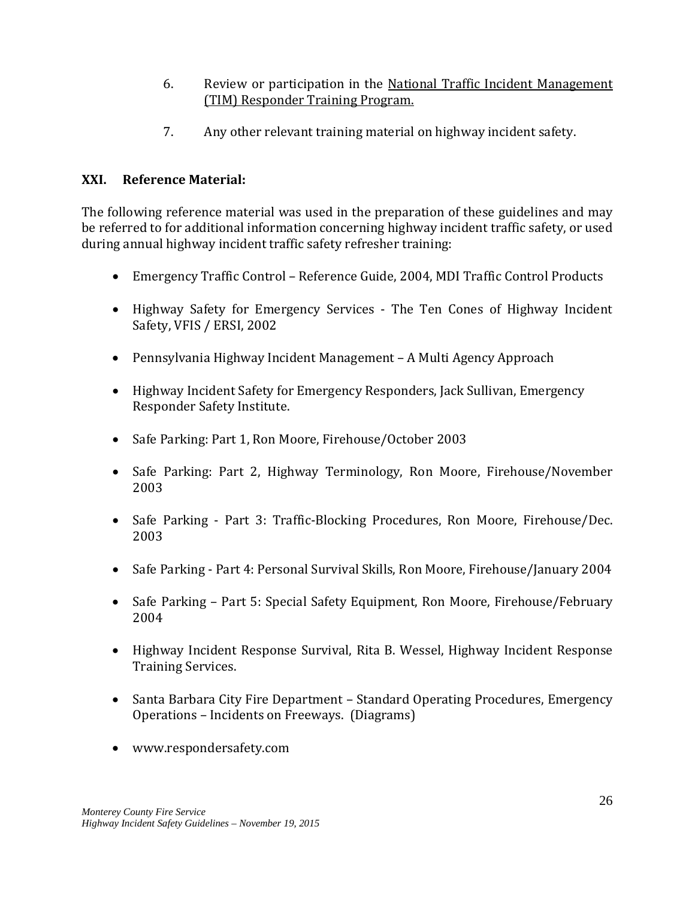6. Review or participation in the National Traffic Incident Management (TIM) Responder Training Program.

7. Any other relevant training material on highway incident safety.

## XXI. Reference Material:

The following reference material was used in the preparation of these guidelines and may be referred to for additional information concerning highway incident traffic safety, or used during annual highway incident traffic safety refresher training:

- Emergency Traffic Control – Reference Guide, 2004, MDI Traffic Control Products
- Highway Safety for Emergency Services - The Ten Cones of Highway Incident Safety, VFIS / ERSI, 2002
- Pennsylvania Highway Incident Management – A Multi Agency Approach
- Highway Incident Safety for Emergency Responders, Jack Sullivan, Emergency Responder Safety Institute.
- Safe Parking: Part 1, Ron Moore, Firehouse/October 2003
- Safe Parking: Part 2, Highway Terminology, Ron Moore, Firehouse/November 2003
- Safe Parking - Part 3: Traffic-Blocking Procedures, Ron Moore, Firehouse/Dec. 2003
- Safe Parking - Part 4: Personal Survival Skills, Ron Moore, Firehouse/January 2004
- Safe Parking – Part 5: Special Safety Equipment, Ron Moore, Firehouse/February 2004
- Highway Incident Response Survival, Rita B. Wessel, Highway Incident Response Training Services.
- Santa Barbara City Fire Department – Standard Operating Procedures, Emergency Operations – Incidents on Freeways. (Diagrams)
- www.respondersafety.com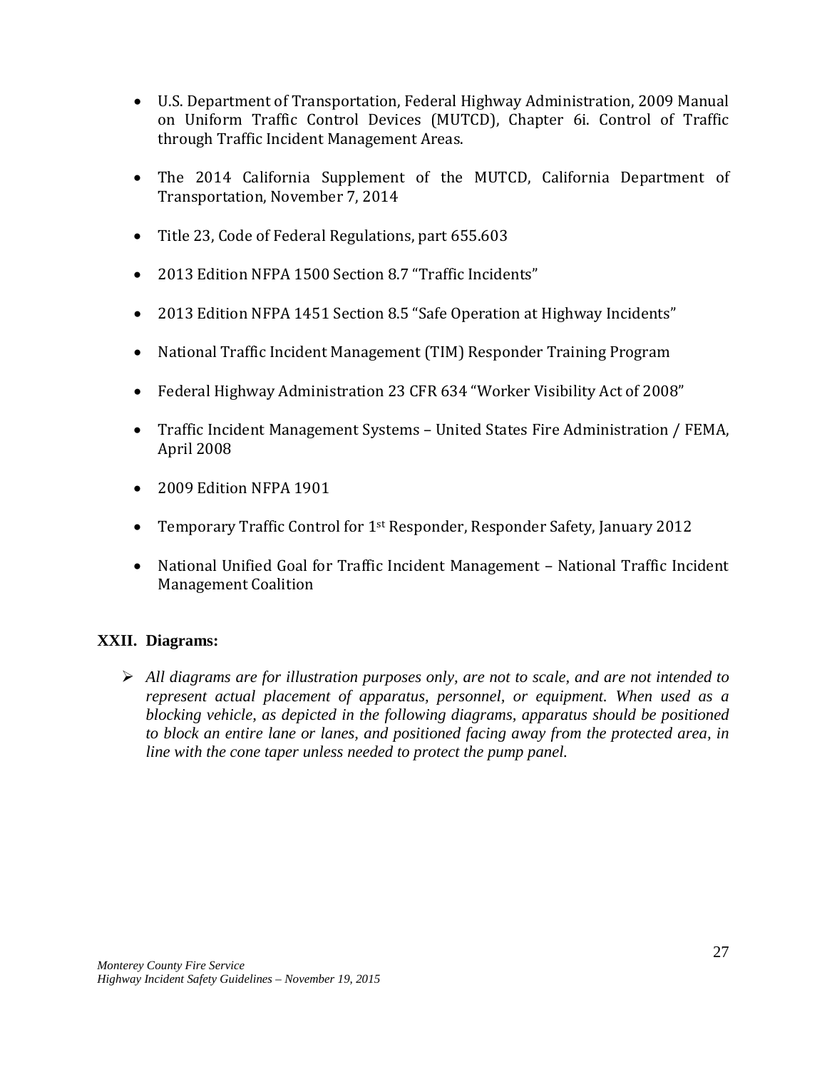- U.S. Department of Transportation, Federal Highway Administration, 2009 Manual on Uniform Traffic Control Devices (MUTCD), Chapter 6i. Control of Traffic through Traffic Incident Management Areas.

- The 2014 California Supplement of the MUTCD, California Department of Transportation, November 7, 2014

- Title 23, Code of Federal Regulations, part 655.603

- 2013 Edition NFPA 1500 Section 8.7 “Traffic Incidents”

- 2013 Edition NFPA 1451 Section 8.5 “Safe Operation at Highway Incidents”

- National Traffic Incident Management (TIM) Responder Training Program

- Federal Highway Administration 23 CFR 634 “Worker Visibility Act of 2008”

- Traffic Incident Management Systems – United States Fire Administration / FEMA, April 2008

- 2009 Edition NFPA 1901

- Temporary Traffic Control for 1st Responder, Responder Safety, January 2012

- National Unified Goal for Traffic Incident Management – National Traffic Incident Management Coalition

## XXII. Diagrams:

- *All diagrams are for illustration purposes only, are not to scale, and are not intended to represent actual placement of apparatus, personnel, or equipment. When used as a blocking vehicle, as depicted in the following diagrams, apparatus should be positioned to block an entire lane or lanes, and positioned facing away from the protected area, in line with the cone taper unless needed to protect the pump panel.*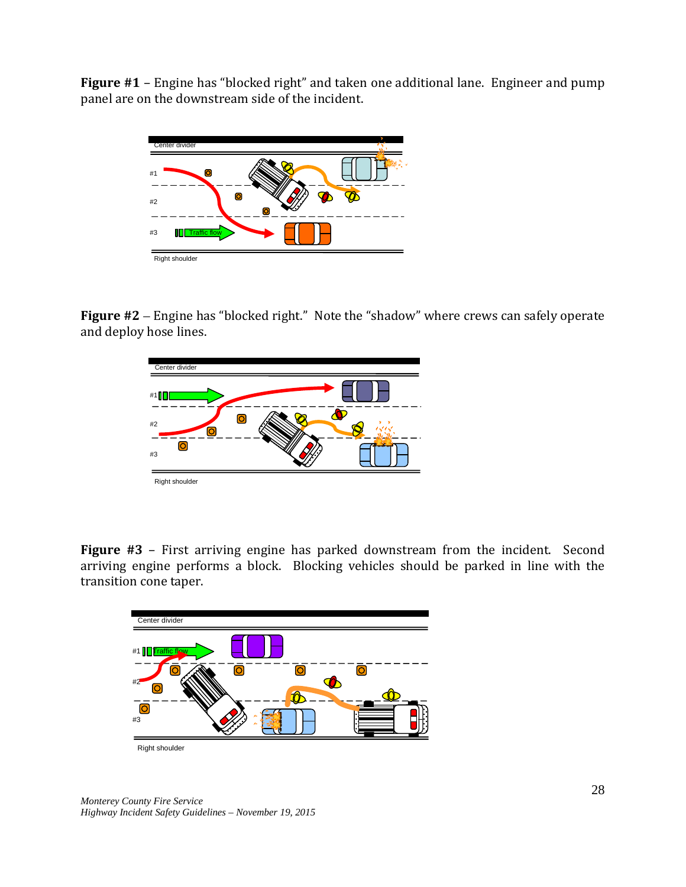**Figure #1** – Engine has "blocked right" and taken one additional lane. Engineer and pump panel are on the downstream side of the incident.

**Figure #2** – Engine has "blocked right." Note the "shadow" where crews can safely operate and deploy hose lines.

**Figure #3** – First arriving engine has parked downstream from the incident. Second arriving engine performs a block. Blocking vehicles should be parked in line with the transition cone taper.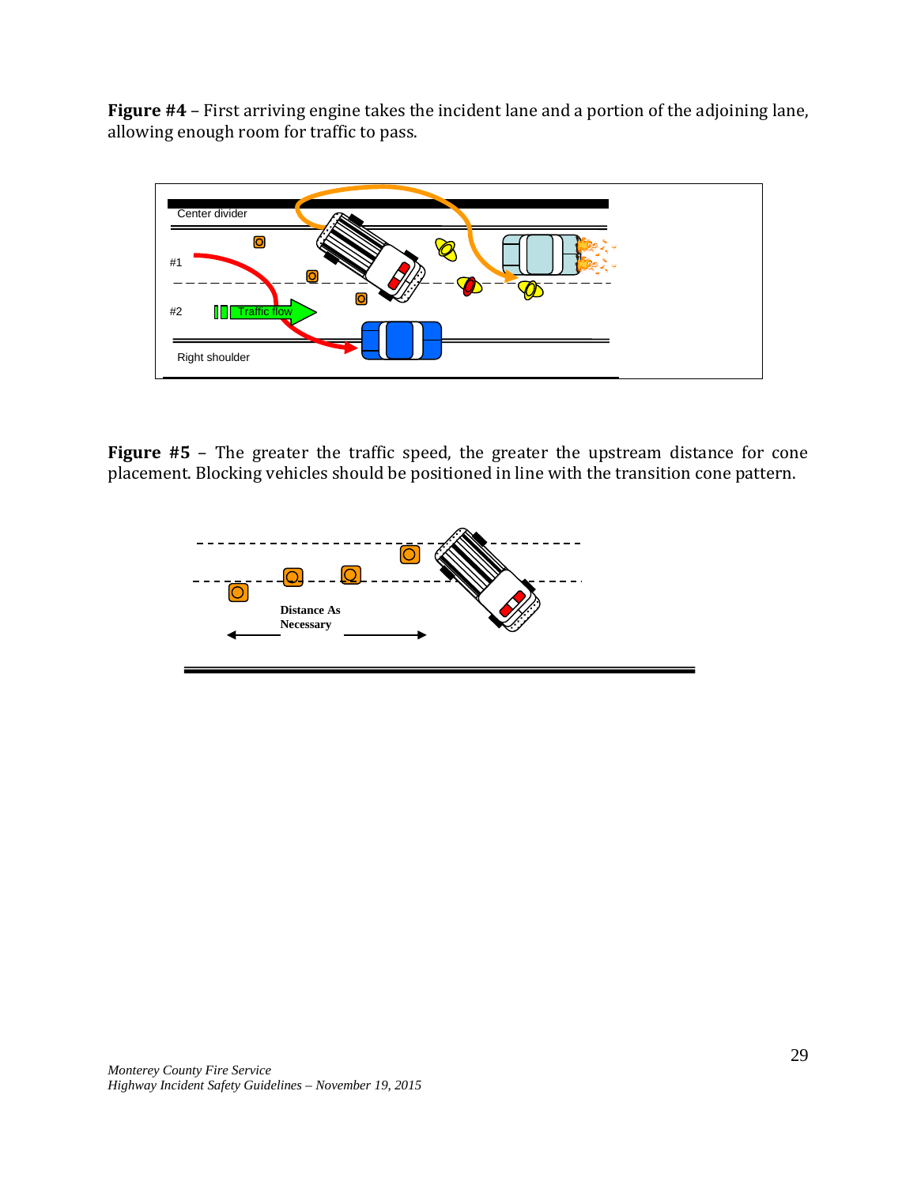**Figure #4** – First arriving engine takes the incident lane and a portion of the adjoining lane, allowing enough room for traffic to pass.

**Figure #5** – The greater the traffic speed, the greater the upstream distance for cone placement. Blocking vehicles should be positioned in line with the transition cone pattern.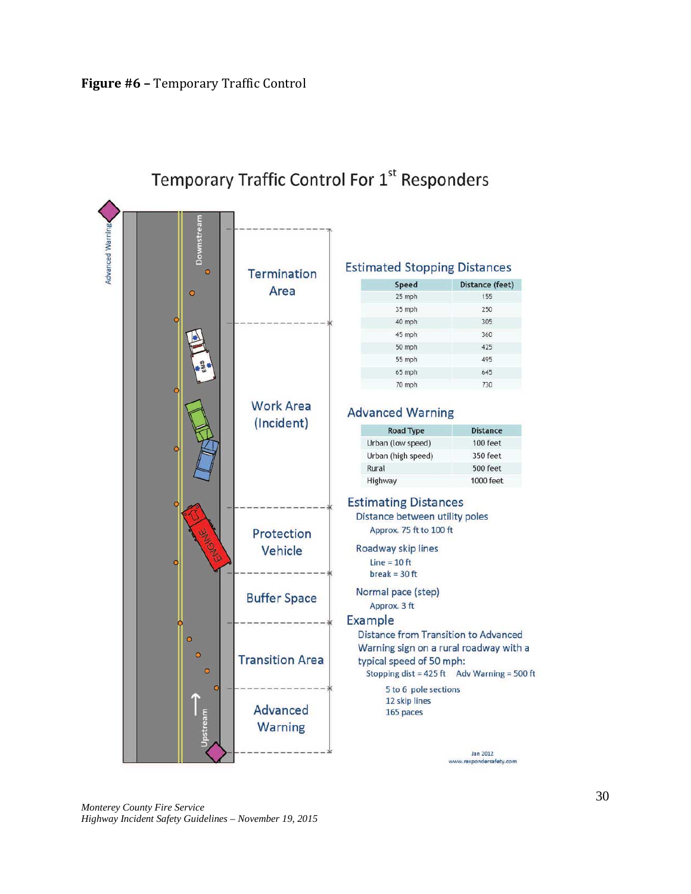**Figure #6 –** Temporary Traffic Control

## Temporary Traffic Control For 1st Responders

Advanced Warning

Downstream

Termination Area

Work Area (Incident)

Protection Vehicle

Buffer Space

Transition Area

Advanced Warning

Upstream

### Estimated Stopping Distances

| Speed | Distance (feet) |
|---|---|
| 25 mph | 155 |
| 35 mph | 250 |
| 40 mph | 305 |
| 45 mph | 360 |
| 50 mph | 425 |
| 55 mph | 495 |
| 65 mph | 645 |
| 70 mph | 730 |

### Advanced Warning

| Road Type | Distance |
|---|---|
| Urban (low speed) | 100 feet |
| Urban (high speed) | 350 feet |
| Rural | 500 feet |
| Highway | 1000 feet |

### Estimating Distances

Distance between utility poles
- Approx. 75 ft to 100 ft

Roadway skip lines
- Line = 10 ft
- break = 30 ft

Normal pace (step)
- Approx. 3 ft

### Example

Distance from Transition to Advanced Warning sign on a rural roadway with a typical speed of 50 mph:

Stopping dist = 425 ft  Adv Warning = 500 ft

- 5 to 6 pole sections
- 12 skip lines
- 165 paces

Jan 2012
www.respondersafety.com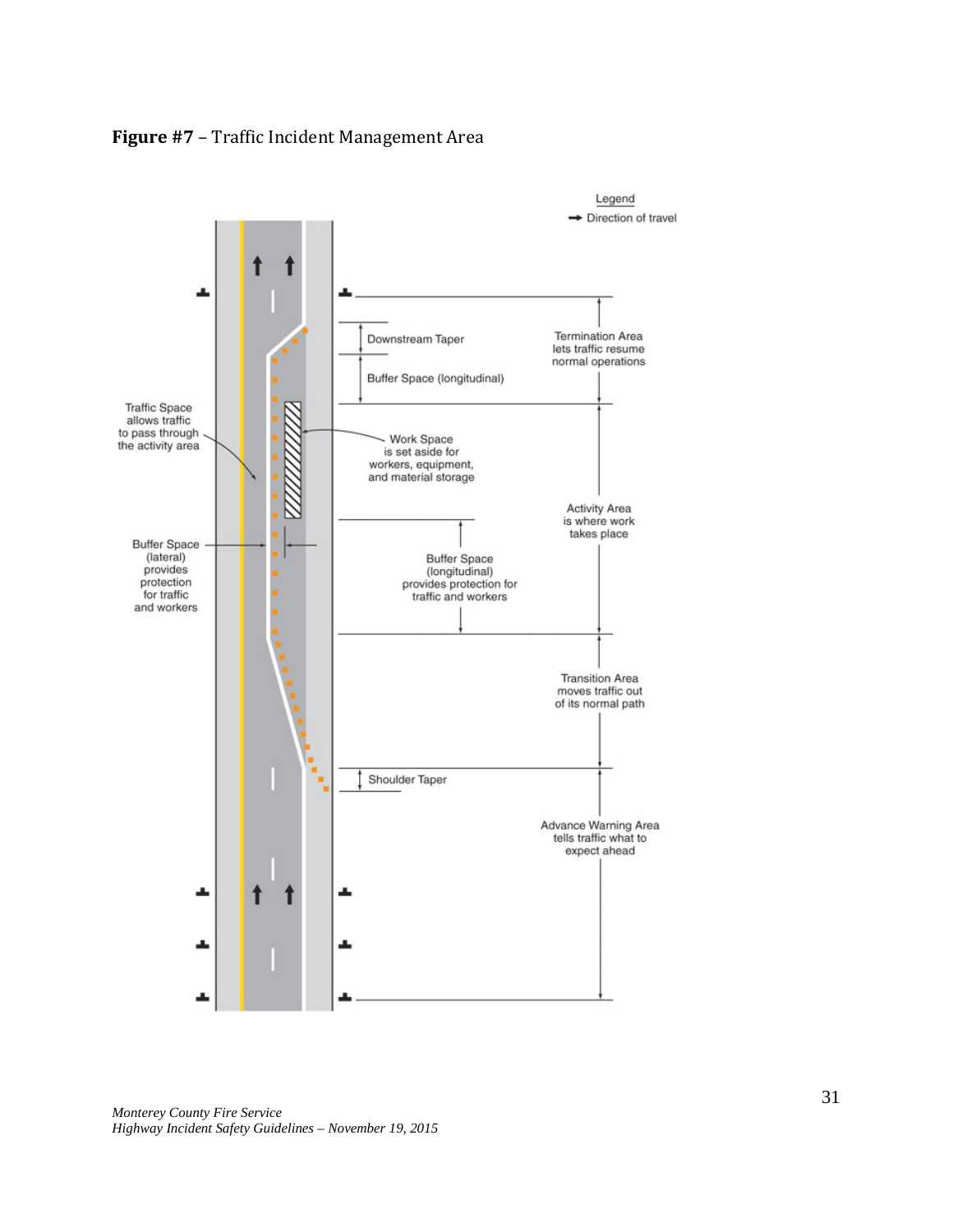**Figure #7** – Traffic Incident Management Area

Legend

→ Direction of travel

Downstream Taper

Buffer Space (longitudinal)

Termination Area lets traffic resume normal operations

Traffic Space allows traffic to pass through the activity area

Work Space is set aside for workers, equipment, and material storage

Activity Area is where work takes place

Buffer Space (lateral) provides protection for traffic and workers

Buffer Space (longitudinal) provides protection for traffic and workers

Transition Area moves traffic out of its normal path

Shoulder Taper

Advance Warning Area tells traffic what to expect ahead